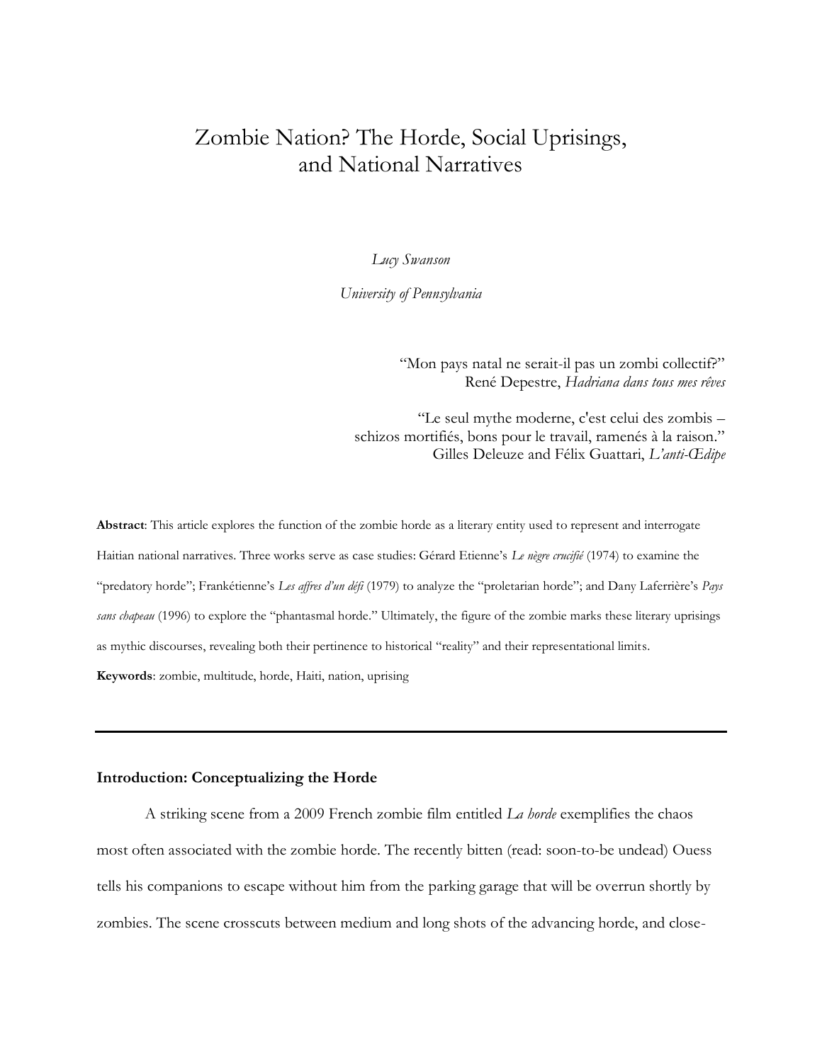# Zombie Nation? The Horde, Social Uprisings, and National Narratives

*Lucy Swanson*

*University of Pennsylvania*

> "Mon pays natal ne serait-il pas un zombi collectif?"
> René Depestre, *Hadriana dans tous mes rêves*
>
> "Le seul mythe moderne, c'est celui des zombis – schizos mortifiés, bons pour le travail, ramenés à la raison."
> Gilles Deleuze and Félix Guattari, *L'anti-Œdipe*

**Abstract**: This article explores the function of the zombie horde as a literary entity used to represent and interrogate Haitian national narratives. Three works serve as case studies: Gérard Etienne's *Le nègre crucifié* (1974) to examine the "predatory horde"; Frankétienne's *Les affres d'un défi* (1979) to analyze the "proletarian horde"; and Dany Laferrière's *Pays sans chapeau* (1996) to explore the "phantasmal horde." Ultimately, the figure of the zombie marks these literary uprisings as mythic discourses, revealing both their pertinence to historical "reality" and their representational limits.

**Keywords**: zombie, multitude, horde, Haiti, nation, uprising

---

### Introduction: Conceptualizing the Horde

A striking scene from a 2009 French zombie film entitled *La horde* exemplifies the chaos most often associated with the zombie horde. The recently bitten (read: soon-to-be undead) Ouess tells his companions to escape without him from the parking garage that will be overrun shortly by zombies. The scene crosscuts between medium and long shots of the advancing horde, and close-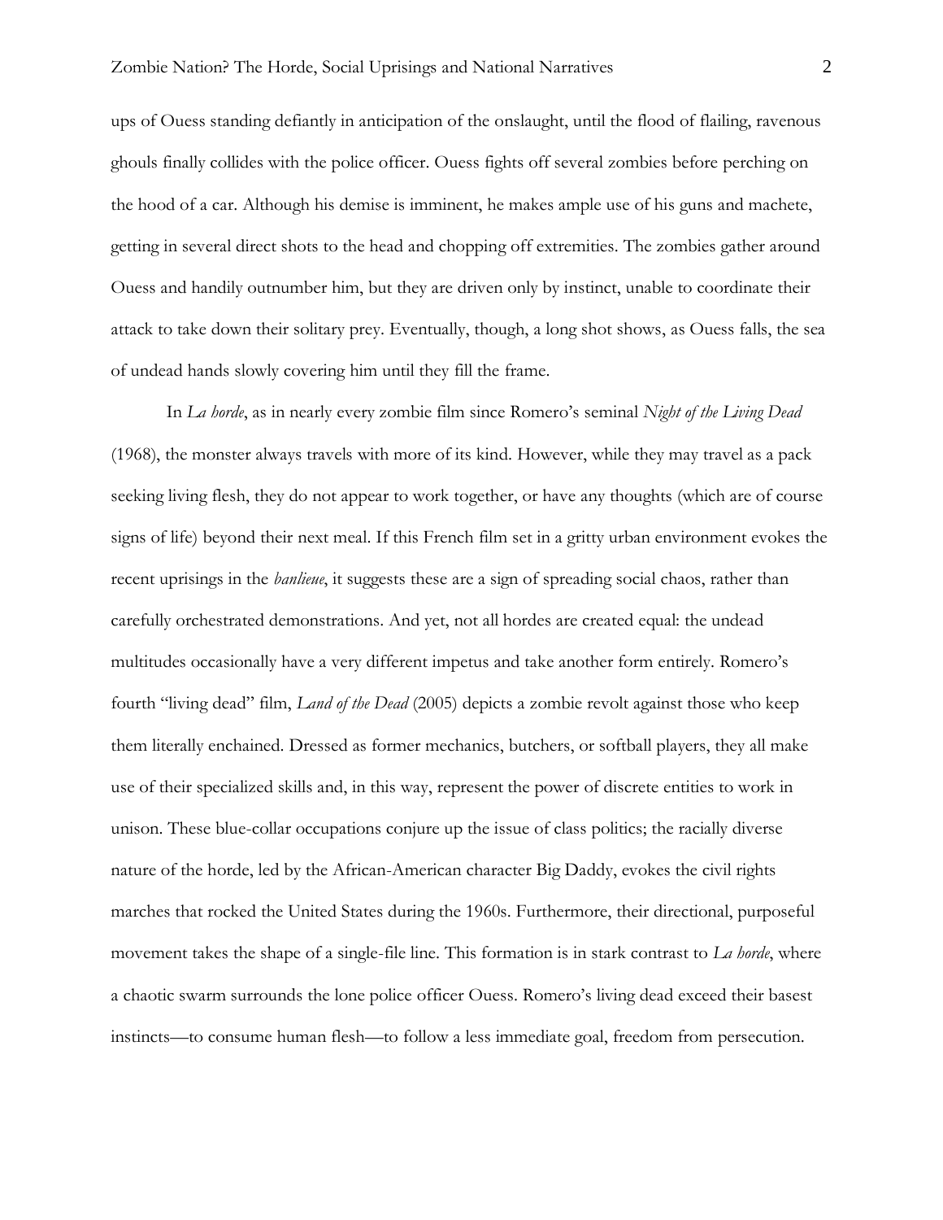ups of Ouess standing defiantly in anticipation of the onslaught, until the flood of flailing, ravenous ghouls finally collides with the police officer. Ouess fights off several zombies before perching on the hood of a car. Although his demise is imminent, he makes ample use of his guns and machete, getting in several direct shots to the head and chopping off extremities. The zombies gather around Ouess and handily outnumber him, but they are driven only by instinct, unable to coordinate their attack to take down their solitary prey. Eventually, though, a long shot shows, as Ouess falls, the sea of undead hands slowly covering him until they fill the frame.

In *La horde*, as in nearly every zombie film since Romero's seminal *Night of the Living Dead* (1968), the monster always travels with more of its kind. However, while they may travel as a pack seeking living flesh, they do not appear to work together, or have any thoughts (which are of course signs of life) beyond their next meal. If this French film set in a gritty urban environment evokes the recent uprisings in the *banlieue*, it suggests these are a sign of spreading social chaos, rather than carefully orchestrated demonstrations. And yet, not all hordes are created equal: the undead multitudes occasionally have a very different impetus and take another form entirely. Romero's fourth "living dead" film, *Land of the Dead* (2005) depicts a zombie revolt against those who keep them literally enchained. Dressed as former mechanics, butchers, or softball players, they all make use of their specialized skills and, in this way, represent the power of discrete entities to work in unison. These blue-collar occupations conjure up the issue of class politics; the racially diverse nature of the horde, led by the African-American character Big Daddy, evokes the civil rights marches that rocked the United States during the 1960s. Furthermore, their directional, purposeful movement takes the shape of a single-file line. This formation is in stark contrast to *La horde*, where a chaotic swarm surrounds the lone police officer Ouess. Romero's living dead exceed their basest instincts—to consume human flesh—to follow a less immediate goal, freedom from persecution.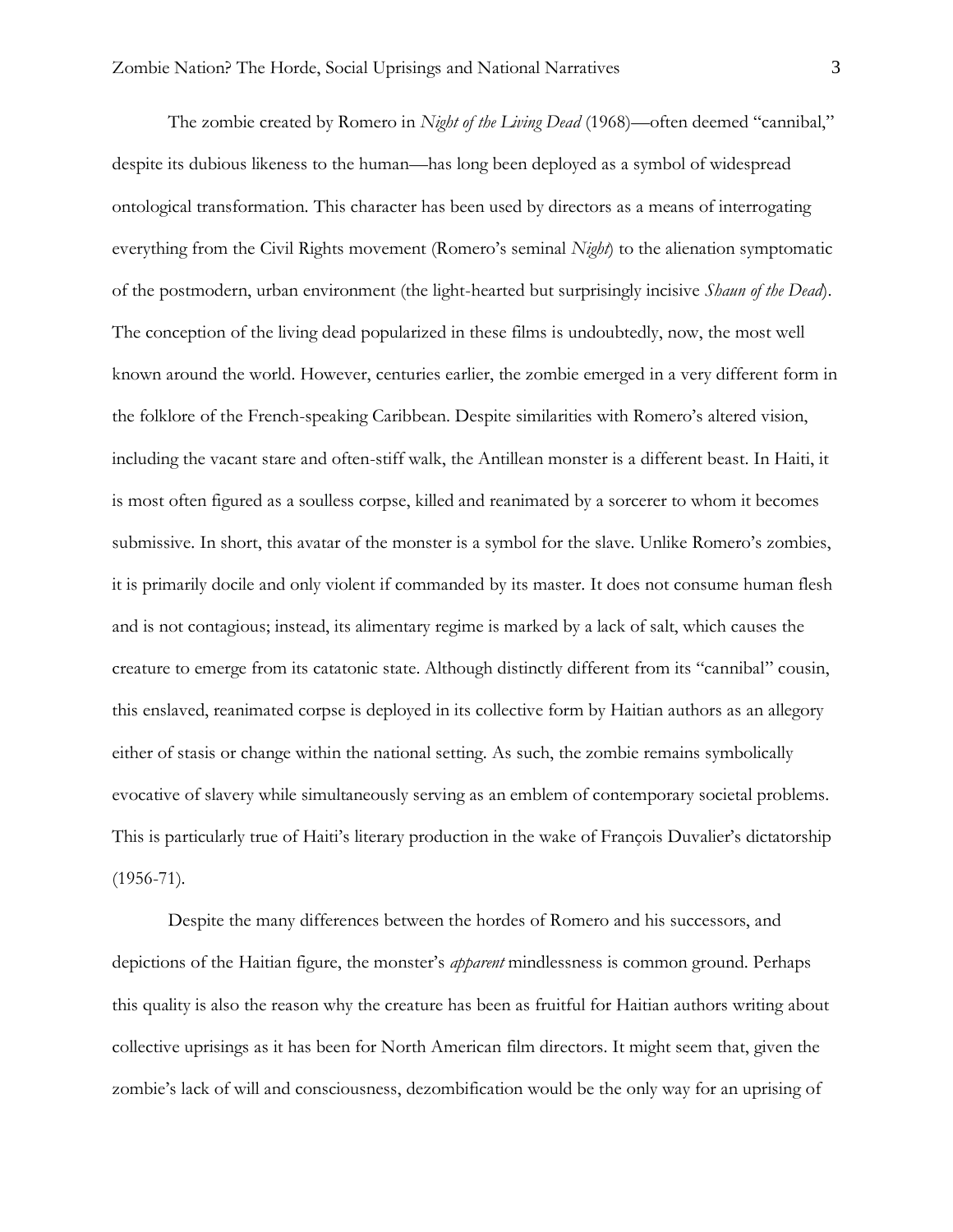The zombie created by Romero in *Night of the Living Dead* (1968)—often deemed "cannibal," despite its dubious likeness to the human—has long been deployed as a symbol of widespread ontological transformation. This character has been used by directors as a means of interrogating everything from the Civil Rights movement (Romero's seminal *Night*) to the alienation symptomatic of the postmodern, urban environment (the light-hearted but surprisingly incisive *Shaun of the Dead*). The conception of the living dead popularized in these films is undoubtedly, now, the most well known around the world. However, centuries earlier, the zombie emerged in a very different form in the folklore of the French-speaking Caribbean. Despite similarities with Romero's altered vision, including the vacant stare and often-stiff walk, the Antillean monster is a different beast. In Haiti, it is most often figured as a soulless corpse, killed and reanimated by a sorcerer to whom it becomes submissive. In short, this avatar of the monster is a symbol for the slave. Unlike Romero's zombies, it is primarily docile and only violent if commanded by its master. It does not consume human flesh and is not contagious; instead, its alimentary regime is marked by a lack of salt, which causes the creature to emerge from its catatonic state. Although distinctly different from its "cannibal" cousin, this enslaved, reanimated corpse is deployed in its collective form by Haitian authors as an allegory either of stasis or change within the national setting. As such, the zombie remains symbolically evocative of slavery while simultaneously serving as an emblem of contemporary societal problems. This is particularly true of Haiti's literary production in the wake of François Duvalier's dictatorship (1956-71).

Despite the many differences between the hordes of Romero and his successors, and depictions of the Haitian figure, the monster's *apparent* mindlessness is common ground. Perhaps this quality is also the reason why the creature has been as fruitful for Haitian authors writing about collective uprisings as it has been for North American film directors. It might seem that, given the zombie's lack of will and consciousness, dezombification would be the only way for an uprising of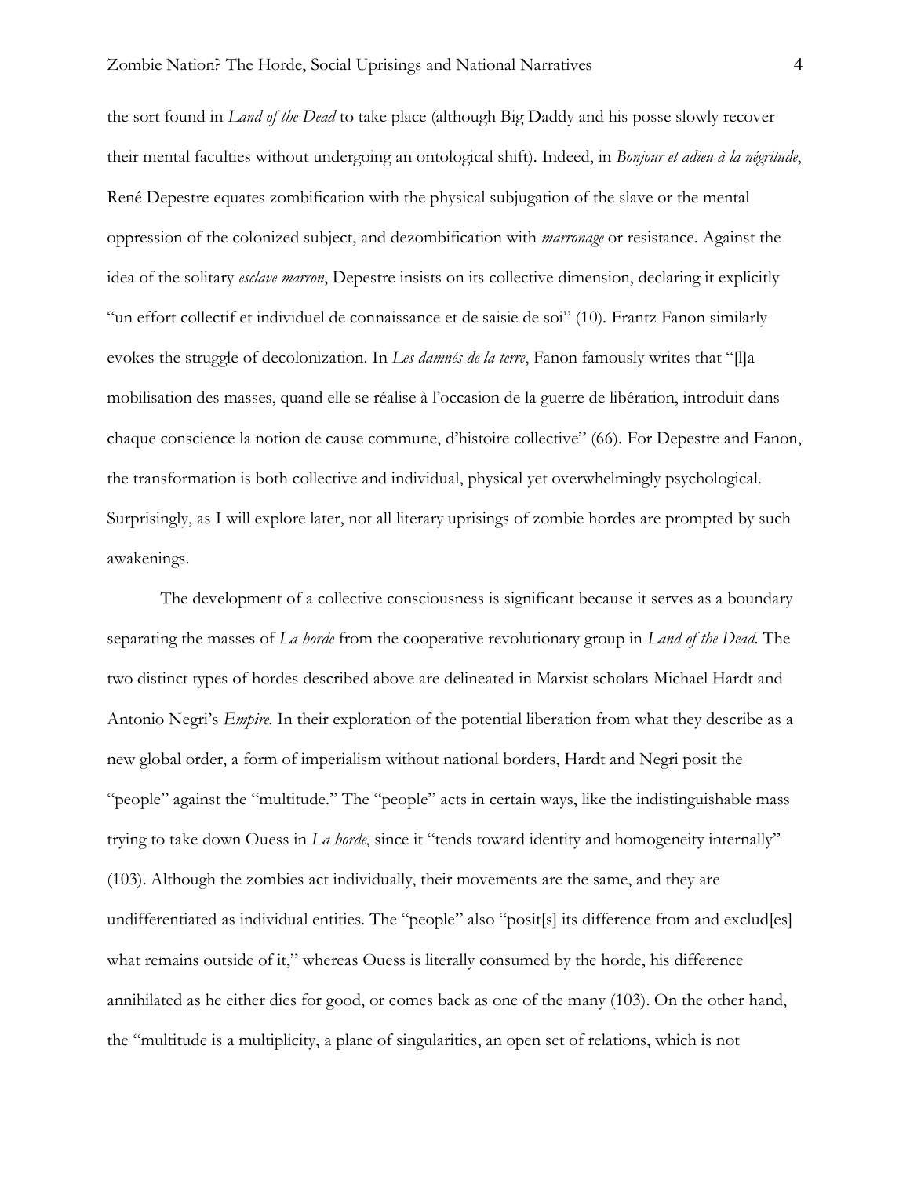the sort found in *Land of the Dead* to take place (although Big Daddy and his posse slowly recover their mental faculties without undergoing an ontological shift). Indeed, in *Bonjour et adieu à la négritude*, René Depestre equates zombification with the physical subjugation of the slave or the mental oppression of the colonized subject, and dezombification with *marronage* or resistance. Against the idea of the solitary *esclave marron*, Depestre insists on its collective dimension, declaring it explicitly "un effort collectif et individuel de connaissance et de saisie de soi" (10). Frantz Fanon similarly evokes the struggle of decolonization. In *Les damnés de la terre*, Fanon famously writes that "[l]a mobilisation des masses, quand elle se réalise à l'occasion de la guerre de libération, introduit dans chaque conscience la notion de cause commune, d'histoire collective" (66). For Depestre and Fanon, the transformation is both collective and individual, physical yet overwhelmingly psychological. Surprisingly, as I will explore later, not all literary uprisings of zombie hordes are prompted by such awakenings.

The development of a collective consciousness is significant because it serves as a boundary separating the masses of *La horde* from the cooperative revolutionary group in *Land of the Dead*. The two distinct types of hordes described above are delineated in Marxist scholars Michael Hardt and Antonio Negri's *Empire*. In their exploration of the potential liberation from what they describe as a new global order, a form of imperialism without national borders, Hardt and Negri posit the "people" against the "multitude." The "people" acts in certain ways, like the indistinguishable mass trying to take down Ouess in *La horde*, since it "tends toward identity and homogeneity internally" (103). Although the zombies act individually, their movements are the same, and they are undifferentiated as individual entities. The "people" also "posit[s] its difference from and exclud[es] what remains outside of it," whereas Ouess is literally consumed by the horde, his difference annihilated as he either dies for good, or comes back as one of the many (103). On the other hand, the "multitude is a multiplicity, a plane of singularities, an open set of relations, which is not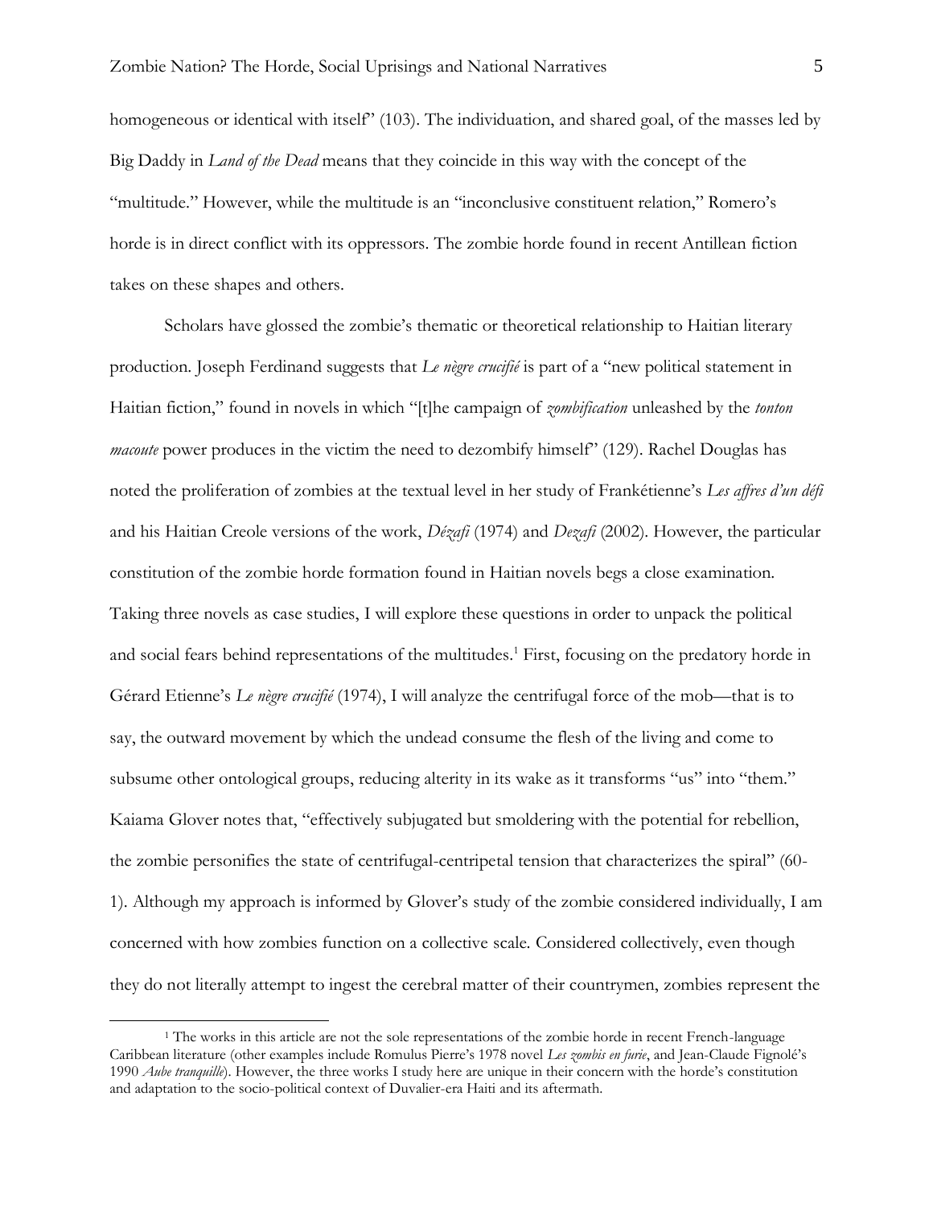homogeneous or identical with itself" (103). The individuation, and shared goal, of the masses led by Big Daddy in *Land of the Dead* means that they coincide in this way with the concept of the "multitude." However, while the multitude is an "inconclusive constituent relation," Romero's horde is in direct conflict with its oppressors. The zombie horde found in recent Antillean fiction takes on these shapes and others.

Scholars have glossed the zombie's thematic or theoretical relationship to Haitian literary production. Joseph Ferdinand suggests that *Le nègre crucifié* is part of a "new political statement in Haitian fiction," found in novels in which "[t]he campaign of *zombification* unleashed by the *tonton macoute* power produces in the victim the need to dezombify himself" (129). Rachel Douglas has noted the proliferation of zombies at the textual level in her study of Frankétienne's *Les affres d'un défi* and his Haitian Creole versions of the work, *Dézafi* (1974) and *Dezafi* (2002). However, the particular constitution of the zombie horde formation found in Haitian novels begs a close examination. Taking three novels as case studies, I will explore these questions in order to unpack the political and social fears behind representations of the multitudes.[1] First, focusing on the predatory horde in Gérard Etienne's *Le nègre crucifié* (1974), I will analyze the centrifugal force of the mob—that is to say, the outward movement by which the undead consume the flesh of the living and come to subsume other ontological groups, reducing alterity in its wake as it transforms "us" into "them." Kaiama Glover notes that, "effectively subjugated but smoldering with the potential for rebellion, the zombie personifies the state of centrifugal-centripetal tension that characterizes the spiral" (60-1). Although my approach is informed by Glover's study of the zombie considered individually, I am concerned with how zombies function on a collective scale. Considered collectively, even though they do not literally attempt to ingest the cerebral matter of their countrymen, zombies represent the

[1] The works in this article are not the sole representations of the zombie horde in recent French-language Caribbean literature (other examples include Romulus Pierre's 1978 novel *Les zombis en furie*, and Jean-Claude Fignolé's 1990 *Aube tranquille*). However, the three works I study here are unique in their concern with the horde's constitution and adaptation to the socio-political context of Duvalier-era Haiti and its aftermath.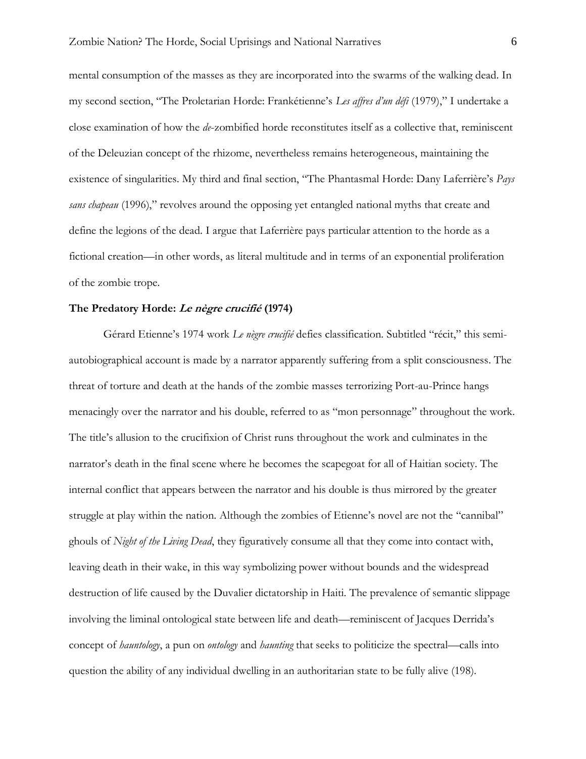mental consumption of the masses as they are incorporated into the swarms of the walking dead. In my second section, "The Proletarian Horde: Frankétienne's *Les affres d'un défi* (1979)," I undertake a close examination of how the *de*-zombified horde reconstitutes itself as a collective that, reminiscent of the Deleuzian concept of the rhizome, nevertheless remains heterogeneous, maintaining the existence of singularities. My third and final section, "The Phantasmal Horde: Dany Laferrière's *Pays sans chapeau* (1996)," revolves around the opposing yet entangled national myths that create and define the legions of the dead. I argue that Laferrière pays particular attention to the horde as a fictional creation—in other words, as literal multitude and in terms of an exponential proliferation of the zombie trope.

### The Predatory Horde: *Le nègre crucifié* (1974)

Gérard Etienne's 1974 work *Le nègre crucifié* defies classification. Subtitled "récit," this semi-autobiographical account is made by a narrator apparently suffering from a split consciousness. The threat of torture and death at the hands of the zombie masses terrorizing Port-au-Prince hangs menacingly over the narrator and his double, referred to as "mon personnage" throughout the work. The title's allusion to the crucifixion of Christ runs throughout the work and culminates in the narrator's death in the final scene where he becomes the scapegoat for all of Haitian society. The internal conflict that appears between the narrator and his double is thus mirrored by the greater struggle at play within the nation. Although the zombies of Etienne's novel are not the "cannibal" ghouls of *Night of the Living Dead*, they figuratively consume all that they come into contact with, leaving death in their wake, in this way symbolizing power without bounds and the widespread destruction of life caused by the Duvalier dictatorship in Haiti. The prevalence of semantic slippage involving the liminal ontological state between life and death—reminiscent of Jacques Derrida's concept of *hauntology*, a pun on *ontology* and *haunting* that seeks to politicize the spectral—calls into question the ability of any individual dwelling in an authoritarian state to be fully alive (198).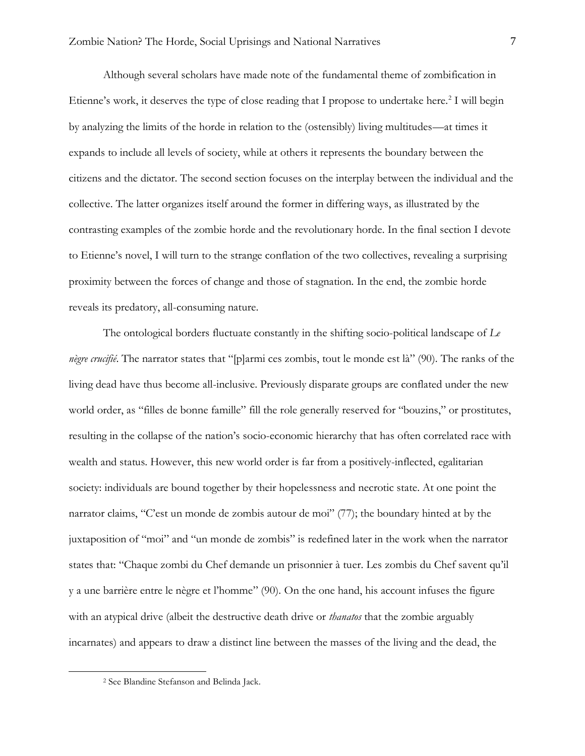Although several scholars have made note of the fundamental theme of zombification in Etienne's work, it deserves the type of close reading that I propose to undertake here.[2] I will begin by analyzing the limits of the horde in relation to the (ostensibly) living multitudes—at times it expands to include all levels of society, while at others it represents the boundary between the citizens and the dictator. The second section focuses on the interplay between the individual and the collective. The latter organizes itself around the former in differing ways, as illustrated by the contrasting examples of the zombie horde and the revolutionary horde. In the final section I devote to Etienne's novel, I will turn to the strange conflation of the two collectives, revealing a surprising proximity between the forces of change and those of stagnation. In the end, the zombie horde reveals its predatory, all-consuming nature.

The ontological borders fluctuate constantly in the shifting socio-political landscape of *Le nègre crucifié*. The narrator states that "[p]armi ces zombis, tout le monde est là" (90). The ranks of the living dead have thus become all-inclusive. Previously disparate groups are conflated under the new world order, as "filles de bonne famille" fill the role generally reserved for "bouzins," or prostitutes, resulting in the collapse of the nation's socio-economic hierarchy that has often correlated race with wealth and status. However, this new world order is far from a positively-inflected, egalitarian society: individuals are bound together by their hopelessness and necrotic state. At one point the narrator claims, "C'est un monde de zombis autour de moi" (77); the boundary hinted at by the juxtaposition of "moi" and "un monde de zombis" is redefined later in the work when the narrator states that: "Chaque zombi du Chef demande un prisonnier à tuer. Les zombis du Chef savent qu'il y a une barrière entre le nègre et l'homme" (90). On the one hand, his account infuses the figure with an atypical drive (albeit the destructive death drive or *thanatos* that the zombie arguably incarnates) and appears to draw a distinct line between the masses of the living and the dead, the

[2] See Blandine Stefanson and Belinda Jack.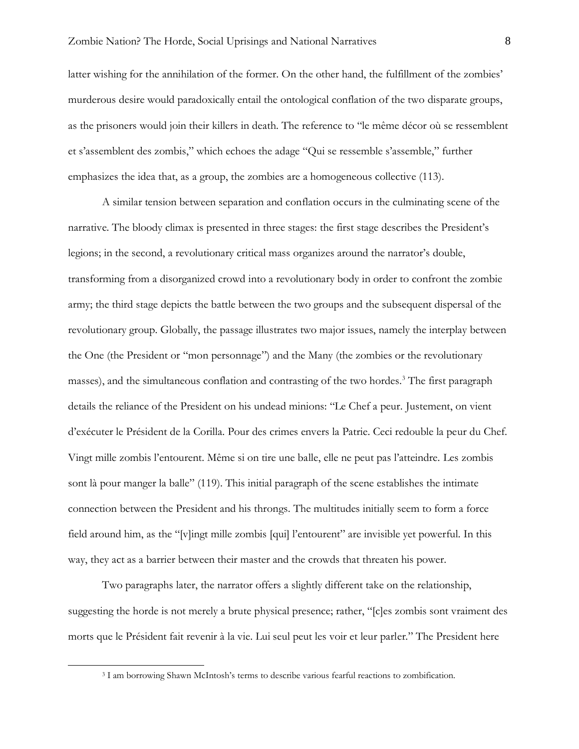latter wishing for the annihilation of the former. On the other hand, the fulfillment of the zombies' murderous desire would paradoxically entail the ontological conflation of the two disparate groups, as the prisoners would join their killers in death. The reference to "le même décor où se ressemblent et s'assemblent des zombis," which echoes the adage "Qui se ressemble s'assemble," further emphasizes the idea that, as a group, the zombies are a homogeneous collective (113).

A similar tension between separation and conflation occurs in the culminating scene of the narrative. The bloody climax is presented in three stages: the first stage describes the President's legions; in the second, a revolutionary critical mass organizes around the narrator's double, transforming from a disorganized crowd into a revolutionary body in order to confront the zombie army; the third stage depicts the battle between the two groups and the subsequent dispersal of the revolutionary group. Globally, the passage illustrates two major issues, namely the interplay between the One (the President or "mon personnage") and the Many (the zombies or the revolutionary masses), and the simultaneous conflation and contrasting of the two hordes.[3] The first paragraph details the reliance of the President on his undead minions: "Le Chef a peur. Justement, on vient d'exécuter le Président de la Corilla. Pour des crimes envers la Patrie. Ceci redouble la peur du Chef. Vingt mille zombis l'entourent. Même si on tire une balle, elle ne peut pas l'atteindre. Les zombis sont là pour manger la balle" (119). This initial paragraph of the scene establishes the intimate connection between the President and his throngs. The multitudes initially seem to form a force field around him, as the "[v]ingt mille zombis [qui] l'entourent" are invisible yet powerful. In this way, they act as a barrier between their master and the crowds that threaten his power.

Two paragraphs later, the narrator offers a slightly different take on the relationship, suggesting the horde is not merely a brute physical presence; rather, "[c]es zombis sont vraiment des morts que le Président fait revenir à la vie. Lui seul peut les voir et leur parler." The President here

[3] I am borrowing Shawn McIntosh's terms to describe various fearful reactions to zombification.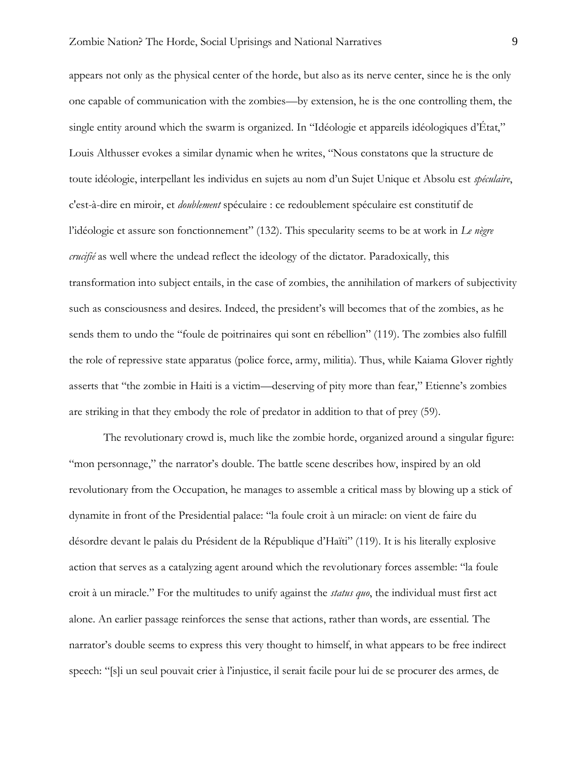appears not only as the physical center of the horde, but also as its nerve center, since he is the only one capable of communication with the zombies—by extension, he is the one controlling them, the single entity around which the swarm is organized. In "Idéologie et appareils idéologiques d'État," Louis Althusser evokes a similar dynamic when he writes, "Nous constatons que la structure de toute idéologie, interpellant les individus en sujets au nom d'un Sujet Unique et Absolu est *spéculaire*, c'est-à-dire en miroir, et *doublement* spéculaire : ce redoublement spéculaire est constitutif de l'idéologie et assure son fonctionnement" (132). This specularity seems to be at work in *Le nègre crucifié* as well where the undead reflect the ideology of the dictator. Paradoxically, this transformation into subject entails, in the case of zombies, the annihilation of markers of subjectivity such as consciousness and desires. Indeed, the president's will becomes that of the zombies, as he sends them to undo the "foule de poitrinaires qui sont en rébellion" (119). The zombies also fulfill the role of repressive state apparatus (police force, army, militia). Thus, while Kaiama Glover rightly asserts that "the zombie in Haiti is a victim—deserving of pity more than fear," Etienne's zombies are striking in that they embody the role of predator in addition to that of prey (59).

The revolutionary crowd is, much like the zombie horde, organized around a singular figure: "mon personnage," the narrator's double. The battle scene describes how, inspired by an old revolutionary from the Occupation, he manages to assemble a critical mass by blowing up a stick of dynamite in front of the Presidential palace: "la foule croit à un miracle: on vient de faire du désordre devant le palais du Président de la République d'Haïti" (119). It is his literally explosive action that serves as a catalyzing agent around which the revolutionary forces assemble: "la foule croit à un miracle." For the multitudes to unify against the *status quo*, the individual must first act alone. An earlier passage reinforces the sense that actions, rather than words, are essential. The narrator's double seems to express this very thought to himself, in what appears to be free indirect speech: "[s]i un seul pouvait crier à l'injustice, il serait facile pour lui de se procurer des armes, de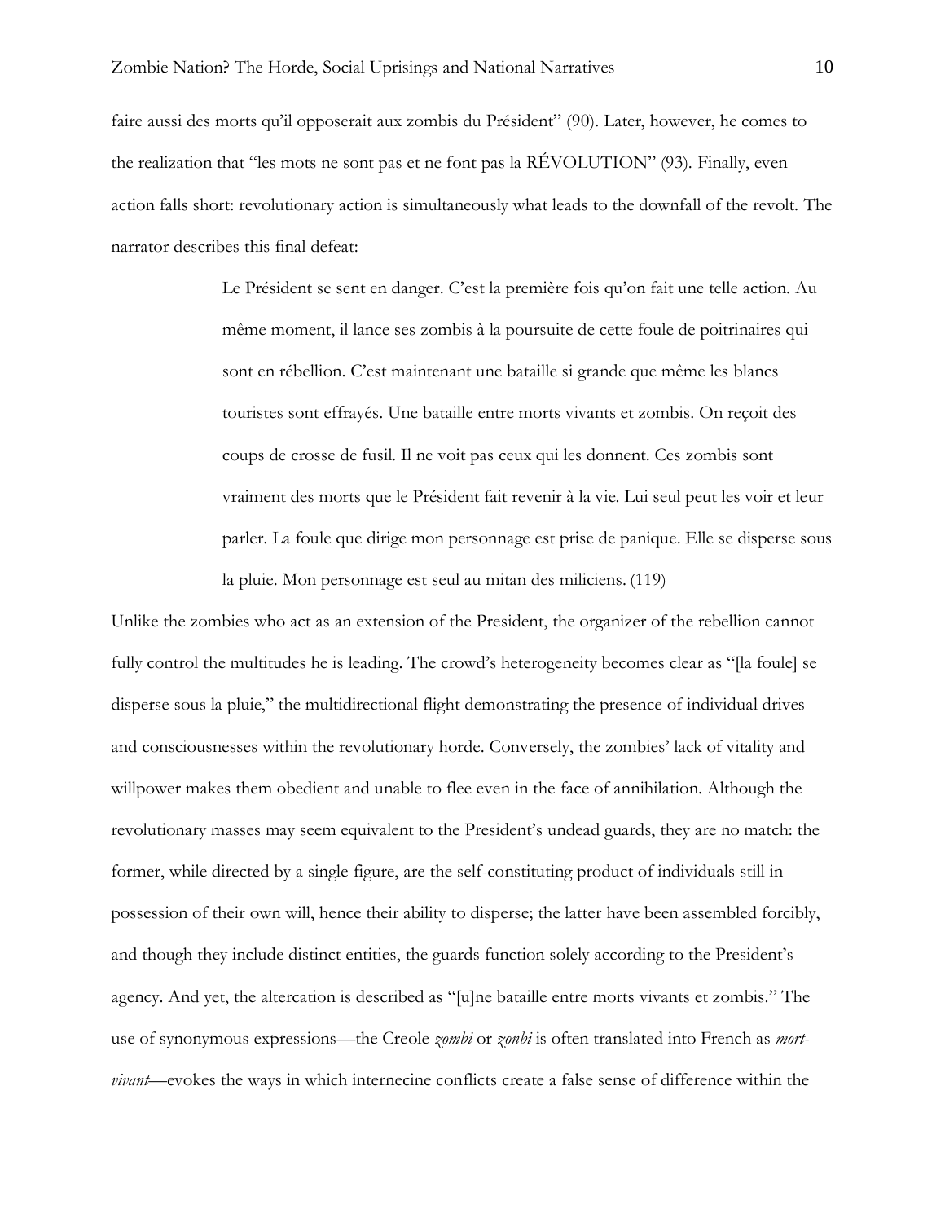faire aussi des morts qu'il opposerait aux zombis du Président" (90). Later, however, he comes to the realization that "les mots ne sont pas et ne font pas la RÉVOLUTION" (93). Finally, even action falls short: revolutionary action is simultaneously what leads to the downfall of the revolt. The narrator describes this final defeat:

> Le Président se sent en danger. C'est la première fois qu'on fait une telle action. Au même moment, il lance ses zombis à la poursuite de cette foule de poitrinaires qui sont en rébellion. C'est maintenant une bataille si grande que même les blancs touristes sont effrayés. Une bataille entre morts vivants et zombis. On reçoit des coups de crosse de fusil. Il ne voit pas ceux qui les donnent. Ces zombis sont vraiment des morts que le Président fait revenir à la vie. Lui seul peut les voir et leur parler. La foule que dirige mon personnage est prise de panique. Elle se disperse sous la pluie. Mon personnage est seul au mitan des miliciens. (119)

Unlike the zombies who act as an extension of the President, the organizer of the rebellion cannot fully control the multitudes he is leading. The crowd's heterogeneity becomes clear as "[la foule] se disperse sous la pluie," the multidirectional flight demonstrating the presence of individual drives and consciousnesses within the revolutionary horde. Conversely, the zombies' lack of vitality and willpower makes them obedient and unable to flee even in the face of annihilation. Although the revolutionary masses may seem equivalent to the President's undead guards, they are no match: the former, while directed by a single figure, are the self-constituting product of individuals still in possession of their own will, hence their ability to disperse; the latter have been assembled forcibly, and though they include distinct entities, the guards function solely according to the President's agency. And yet, the altercation is described as "[u]ne bataille entre morts vivants et zombis." The use of synonymous expressions—the Creole *zombi* or *zonbi* is often translated into French as *mort-vivant*—evokes the ways in which internecine conflicts create a false sense of difference within the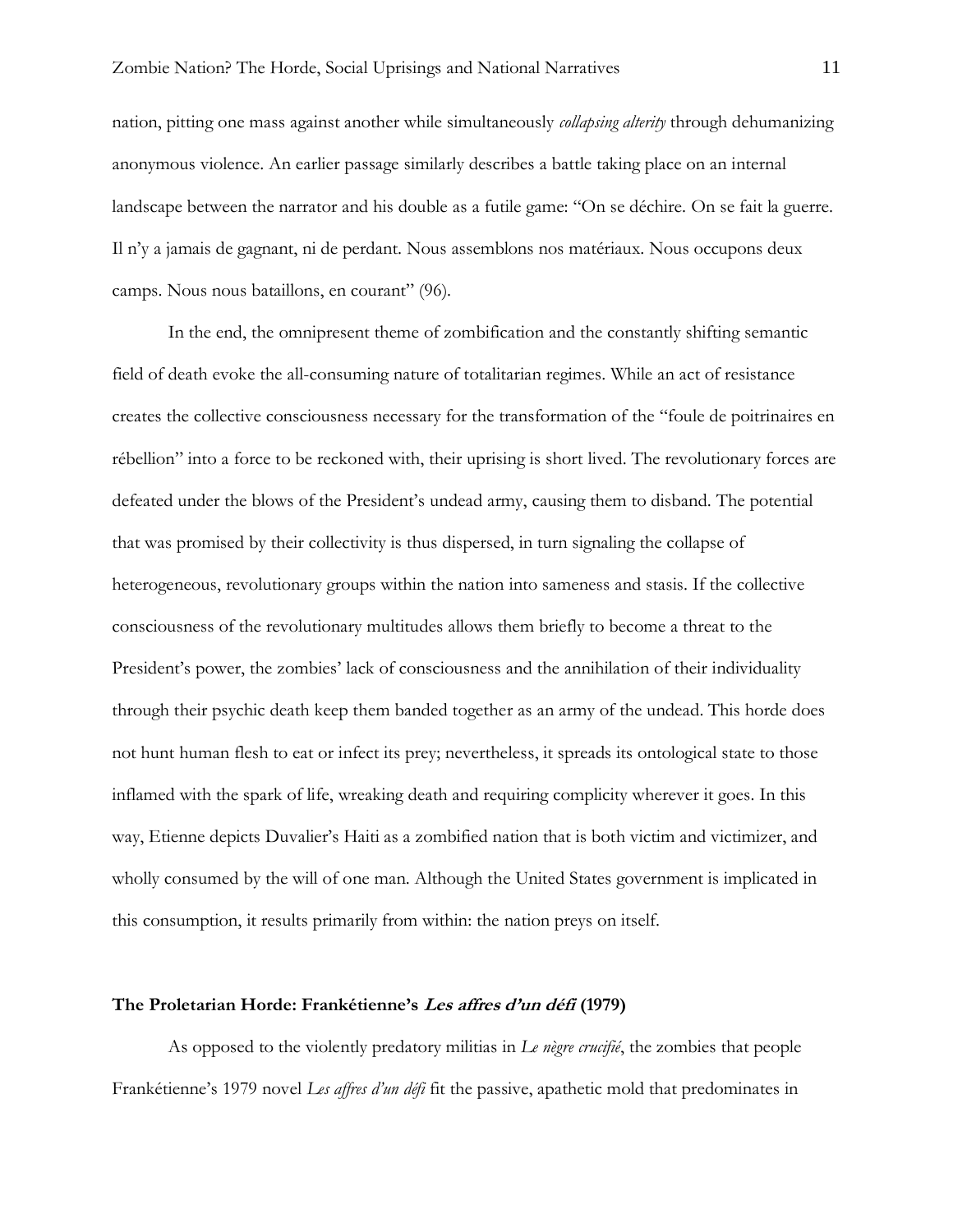nation, pitting one mass against another while simultaneously *collapsing alterity* through dehumanizing anonymous violence. An earlier passage similarly describes a battle taking place on an internal landscape between the narrator and his double as a futile game: "On se déchire. On se fait la guerre. Il n'y a jamais de gagnant, ni de perdant. Nous assemblons nos matériaux. Nous occupons deux camps. Nous nous bataillons, en courant" (96).

In the end, the omnipresent theme of zombification and the constantly shifting semantic field of death evoke the all-consuming nature of totalitarian regimes. While an act of resistance creates the collective consciousness necessary for the transformation of the "foule de poitrinaires en rébellion" into a force to be reckoned with, their uprising is short lived. The revolutionary forces are defeated under the blows of the President's undead army, causing them to disband. The potential that was promised by their collectivity is thus dispersed, in turn signaling the collapse of heterogeneous, revolutionary groups within the nation into sameness and stasis. If the collective consciousness of the revolutionary multitudes allows them briefly to become a threat to the President's power, the zombies' lack of consciousness and the annihilation of their individuality through their psychic death keep them banded together as an army of the undead. This horde does not hunt human flesh to eat or infect its prey; nevertheless, it spreads its ontological state to those inflamed with the spark of life, wreaking death and requiring complicity wherever it goes. In this way, Etienne depicts Duvalier's Haiti as a zombified nation that is both victim and victimizer, and wholly consumed by the will of one man. Although the United States government is implicated in this consumption, it results primarily from within: the nation preys on itself.

## The Proletarian Horde: Frankétienne's *Les affres d'un défi* (1979)

As opposed to the violently predatory militias in *Le nègre crucifié*, the zombies that people Frankétienne's 1979 novel *Les affres d'un défi* fit the passive, apathetic mold that predominates in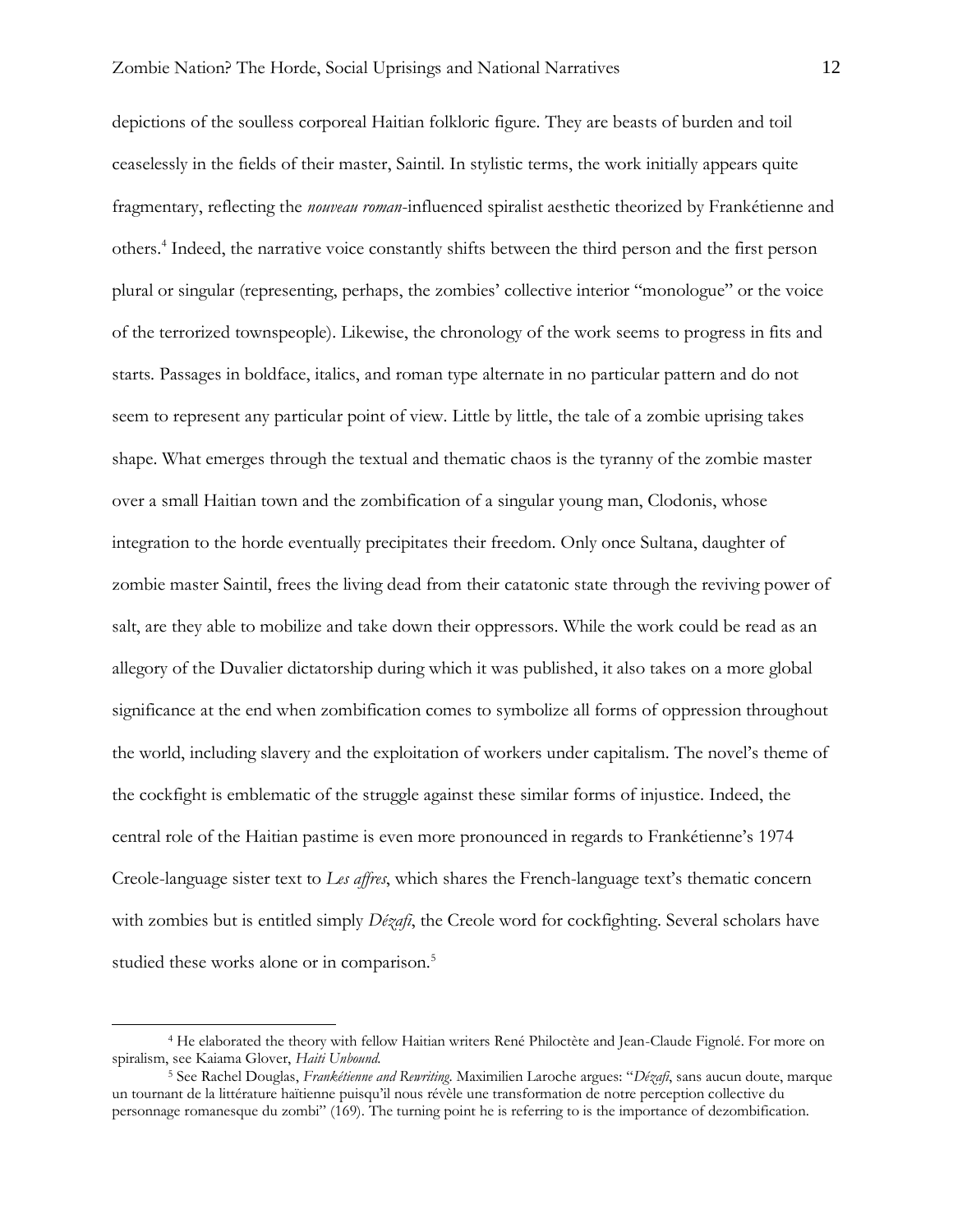depictions of the soulless corporeal Haitian folkloric figure. They are beasts of burden and toil ceaselessly in the fields of their master, Saintil. In stylistic terms, the work initially appears quite fragmentary, reflecting the *nouveau roman*-influenced spiralist aesthetic theorized by Frankétienne and others.[4] Indeed, the narrative voice constantly shifts between the third person and the first person plural or singular (representing, perhaps, the zombies' collective interior "monologue" or the voice of the terrorized townspeople). Likewise, the chronology of the work seems to progress in fits and starts. Passages in boldface, italics, and roman type alternate in no particular pattern and do not seem to represent any particular point of view. Little by little, the tale of a zombie uprising takes shape. What emerges through the textual and thematic chaos is the tyranny of the zombie master over a small Haitian town and the zombification of a singular young man, Clodonis, whose integration to the horde eventually precipitates their freedom. Only once Sultana, daughter of zombie master Saintil, frees the living dead from their catatonic state through the reviving power of salt, are they able to mobilize and take down their oppressors. While the work could be read as an allegory of the Duvalier dictatorship during which it was published, it also takes on a more global significance at the end when zombification comes to symbolize all forms of oppression throughout the world, including slavery and the exploitation of workers under capitalism. The novel's theme of the cockfight is emblematic of the struggle against these similar forms of injustice. Indeed, the central role of the Haitian pastime is even more pronounced in regards to Frankétienne's 1974 Creole-language sister text to *Les affres*, which shares the French-language text's thematic concern with zombies but is entitled simply *Dézafi*, the Creole word for cockfighting. Several scholars have studied these works alone or in comparison.[5]

---

[4] He elaborated the theory with fellow Haitian writers René Philoctète and Jean-Claude Fignolé. For more on spiralism, see Kaiama Glover, *Haiti Unbound.*

[5] See Rachel Douglas, *Frankétienne and Rewriting*. Maximilien Laroche argues: "*Dézafi*, sans aucun doute, marque un tournant de la littérature haïtienne puisqu'il nous révèle une transformation de notre perception collective du personnage romanesque du zombi" (169). The turning point he is referring to is the importance of dezombification.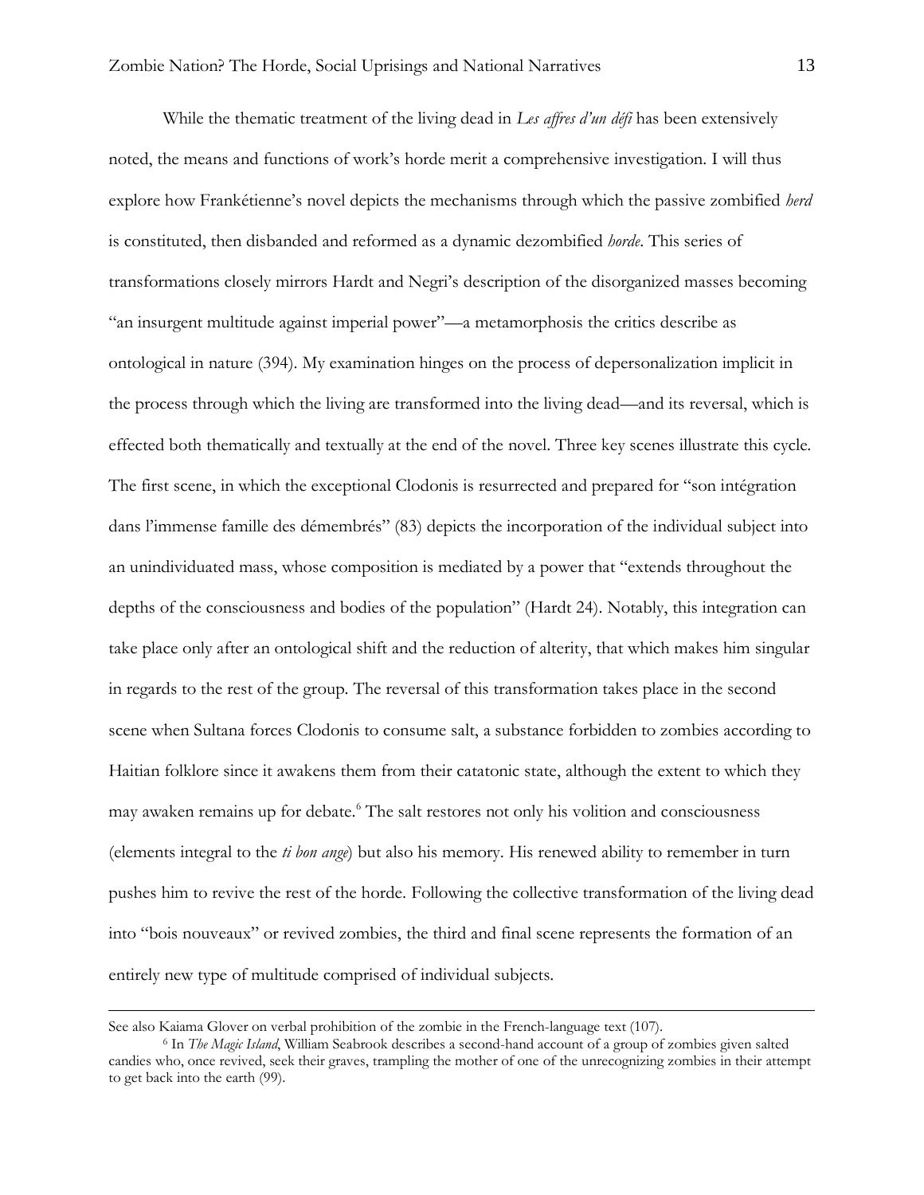While the thematic treatment of the living dead in *Les affres d'un défi* has been extensively noted, the means and functions of work's horde merit a comprehensive investigation. I will thus explore how Frankétienne's novel depicts the mechanisms through which the passive zombified *herd* is constituted, then disbanded and reformed as a dynamic dezombified *horde*. This series of transformations closely mirrors Hardt and Negri's description of the disorganized masses becoming "an insurgent multitude against imperial power"—a metamorphosis the critics describe as ontological in nature (394). My examination hinges on the process of depersonalization implicit in the process through which the living are transformed into the living dead—and its reversal, which is effected both thematically and textually at the end of the novel. Three key scenes illustrate this cycle. The first scene, in which the exceptional Clodonis is resurrected and prepared for "son intégration dans l'immense famille des démembrés" (83) depicts the incorporation of the individual subject into an unindividuated mass, whose composition is mediated by a power that "extends throughout the depths of the consciousness and bodies of the population" (Hardt 24). Notably, this integration can take place only after an ontological shift and the reduction of alterity, that which makes him singular in regards to the rest of the group. The reversal of this transformation takes place in the second scene when Sultana forces Clodonis to consume salt, a substance forbidden to zombies according to Haitian folklore since it awakens them from their catatonic state, although the extent to which they may awaken remains up for debate.[6] The salt restores not only his volition and consciousness (elements integral to the *ti bon ange*) but also his memory. His renewed ability to remember in turn pushes him to revive the rest of the horde. Following the collective transformation of the living dead into "bois nouveaux" or revived zombies, the third and final scene represents the formation of an entirely new type of multitude comprised of individual subjects.

---

See also Kaiama Glover on verbal prohibition of the zombie in the French-language text (107).

[6] In *The Magic Island*, William Seabrook describes a second-hand account of a group of zombies given salted candies who, once revived, seek their graves, trampling the mother of one of the unrecognizing zombies in their attempt to get back into the earth (99).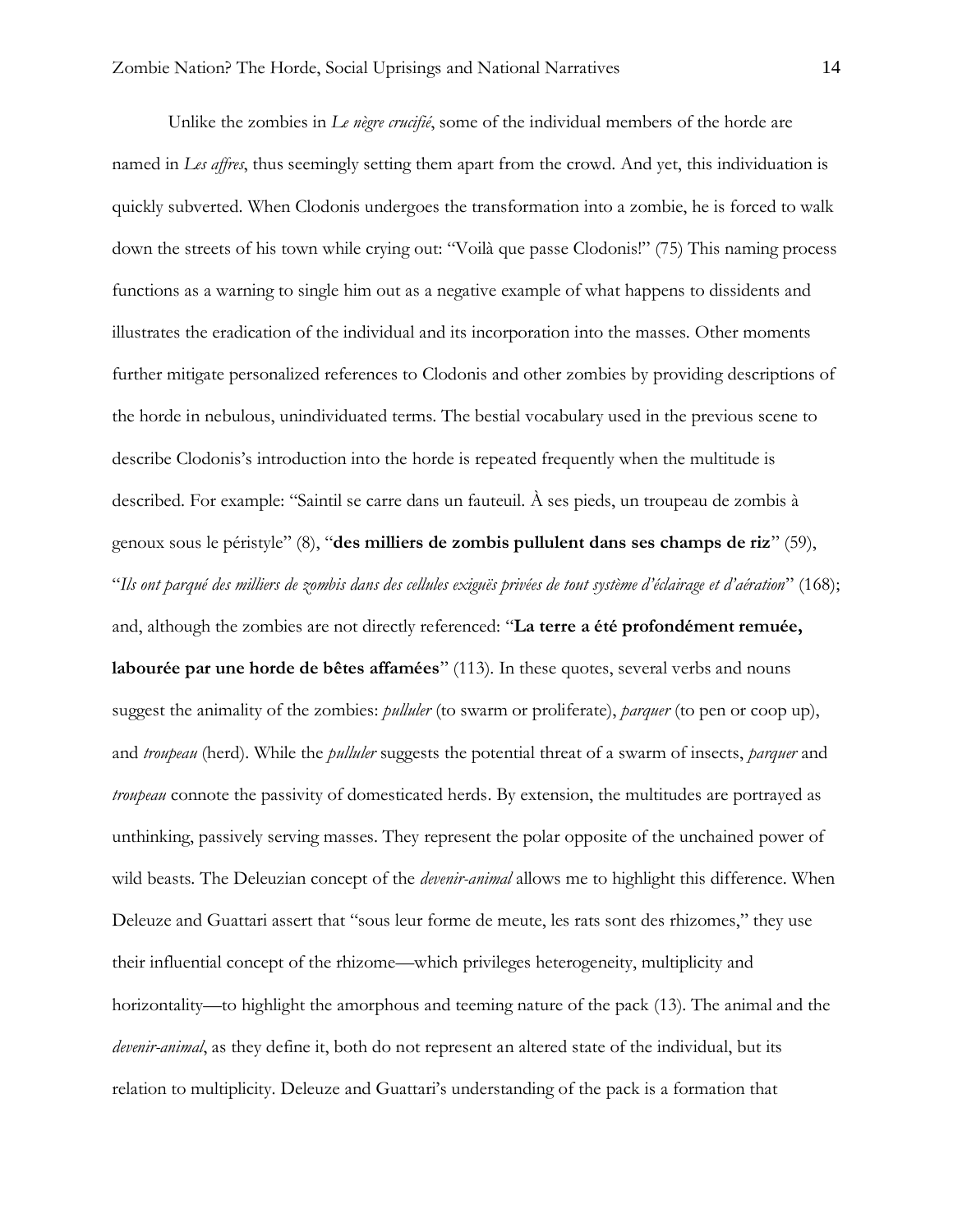Unlike the zombies in *Le nègre crucifié*, some of the individual members of the horde are named in *Les affres*, thus seemingly setting them apart from the crowd. And yet, this individuation is quickly subverted. When Clodonis undergoes the transformation into a zombie, he is forced to walk down the streets of his town while crying out: "Voilà que passe Clodonis!" (75) This naming process functions as a warning to single him out as a negative example of what happens to dissidents and illustrates the eradication of the individual and its incorporation into the masses. Other moments further mitigate personalized references to Clodonis and other zombies by providing descriptions of the horde in nebulous, unindividuated terms. The bestial vocabulary used in the previous scene to describe Clodonis's introduction into the horde is repeated frequently when the multitude is described. For example: "Saintil se carre dans un fauteuil. À ses pieds, un troupeau de zombis à genoux sous le péristyle" (8), "**des milliers de zombis pullulent dans ses champs de riz**" (59), "*Ils ont parqué des milliers de zombis dans des cellules exiguës privées de tout système d'éclairage et d'aération*" (168); and, although the zombies are not directly referenced: "**La terre a été profondément remuée, labourée par une horde de bêtes affamées**" (113). In these quotes, several verbs and nouns suggest the animality of the zombies: *pulluler* (to swarm or proliferate), *parquer* (to pen or coop up), and *troupeau* (herd). While the *pulluler* suggests the potential threat of a swarm of insects, *parquer* and *troupeau* connote the passivity of domesticated herds. By extension, the multitudes are portrayed as unthinking, passively serving masses. They represent the polar opposite of the unchained power of wild beasts. The Deleuzian concept of the *devenir-animal* allows me to highlight this difference. When Deleuze and Guattari assert that "sous leur forme de meute, les rats sont des rhizomes," they use their influential concept of the rhizome—which privileges heterogeneity, multiplicity and horizontality—to highlight the amorphous and teeming nature of the pack (13). The animal and the *devenir-animal*, as they define it, both do not represent an altered state of the individual, but its relation to multiplicity. Deleuze and Guattari's understanding of the pack is a formation that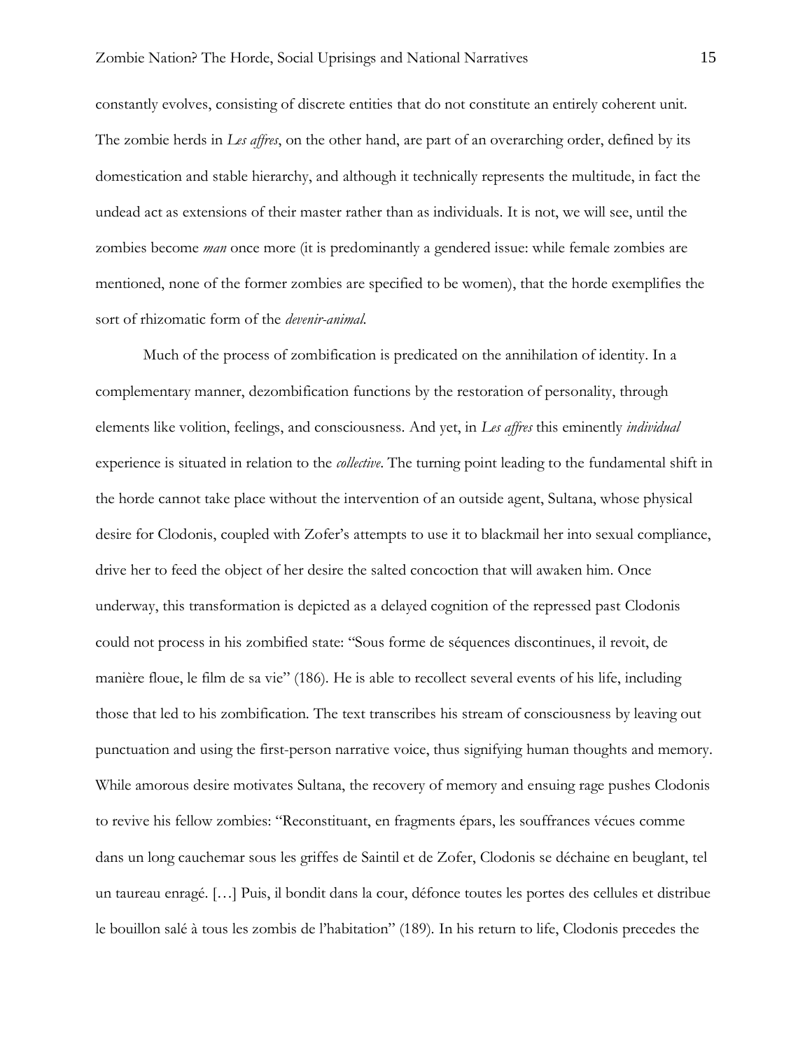constantly evolves, consisting of discrete entities that do not constitute an entirely coherent unit. The zombie herds in *Les affres*, on the other hand, are part of an overarching order, defined by its domestication and stable hierarchy, and although it technically represents the multitude, in fact the undead act as extensions of their master rather than as individuals. It is not, we will see, until the zombies become *man* once more (it is predominantly a gendered issue: while female zombies are mentioned, none of the former zombies are specified to be women), that the horde exemplifies the sort of rhizomatic form of the *devenir-animal*.

Much of the process of zombification is predicated on the annihilation of identity. In a complementary manner, dezombification functions by the restoration of personality, through elements like volition, feelings, and consciousness. And yet, in *Les affres* this eminently *individual* experience is situated in relation to the *collective*. The turning point leading to the fundamental shift in the horde cannot take place without the intervention of an outside agent, Sultana, whose physical desire for Clodonis, coupled with Zofer's attempts to use it to blackmail her into sexual compliance, drive her to feed the object of her desire the salted concoction that will awaken him. Once underway, this transformation is depicted as a delayed cognition of the repressed past Clodonis could not process in his zombified state: "Sous forme de séquences discontinues, il revoit, de manière floue, le film de sa vie" (186). He is able to recollect several events of his life, including those that led to his zombification. The text transcribes his stream of consciousness by leaving out punctuation and using the first-person narrative voice, thus signifying human thoughts and memory. While amorous desire motivates Sultana, the recovery of memory and ensuing rage pushes Clodonis to revive his fellow zombies: "Reconstituant, en fragments épars, les souffrances vécues comme dans un long cauchemar sous les griffes de Saintil et de Zofer, Clodonis se déchaine en beuglant, tel un taureau enragé. […] Puis, il bondit dans la cour, défonce toutes les portes des cellules et distribue le bouillon salé à tous les zombis de l'habitation" (189). In his return to life, Clodonis precedes the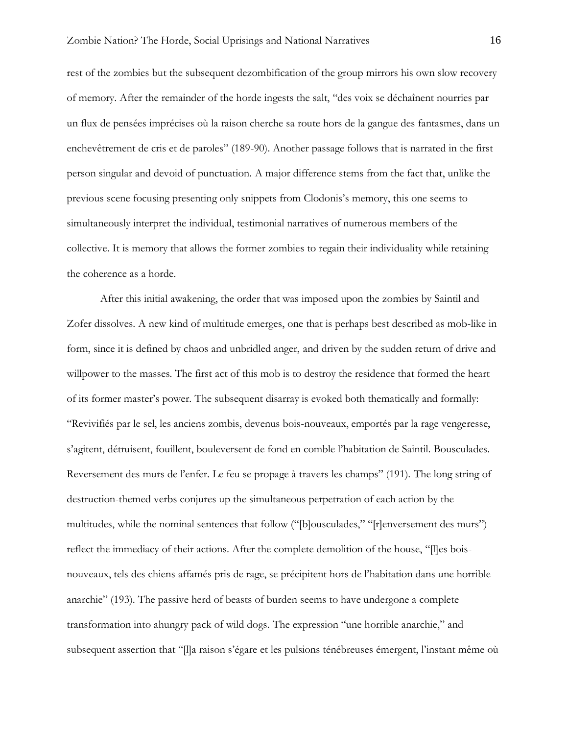rest of the zombies but the subsequent dezombification of the group mirrors his own slow recovery of memory. After the remainder of the horde ingests the salt, "des voix se déchaînent nourries par un flux de pensées imprécises où la raison cherche sa route hors de la gangue des fantasmes, dans un enchevêtrement de cris et de paroles" (189-90). Another passage follows that is narrated in the first person singular and devoid of punctuation. A major difference stems from the fact that, unlike the previous scene focusing presenting only snippets from Clodonis's memory, this one seems to simultaneously interpret the individual, testimonial narratives of numerous members of the collective. It is memory that allows the former zombies to regain their individuality while retaining the coherence as a horde.

After this initial awakening, the order that was imposed upon the zombies by Saintil and Zofer dissolves. A new kind of multitude emerges, one that is perhaps best described as mob-like in form, since it is defined by chaos and unbridled anger, and driven by the sudden return of drive and willpower to the masses. The first act of this mob is to destroy the residence that formed the heart of its former master's power. The subsequent disarray is evoked both thematically and formally: "Revivifiés par le sel, les anciens zombis, devenus bois-nouveaux, emportés par la rage vengeresse, s'agitent, détruisent, fouillent, bouleversent de fond en comble l'habitation de Saintil. Bousculades. Reversement des murs de l'enfer. Le feu se propage à travers les champs" (191). The long string of destruction-themed verbs conjures up the simultaneous perpetration of each action by the multitudes, while the nominal sentences that follow ("[b]ousculades," "[r]enversement des murs") reflect the immediacy of their actions. After the complete demolition of the house, "[l]es bois-nouveaux, tels des chiens affamés pris de rage, se précipitent hors de l'habitation dans une horrible anarchie" (193). The passive herd of beasts of burden seems to have undergone a complete transformation into ahungry pack of wild dogs. The expression "une horrible anarchie," and subsequent assertion that "[l]a raison s'égare et les pulsions ténébreuses émergent, l'instant même où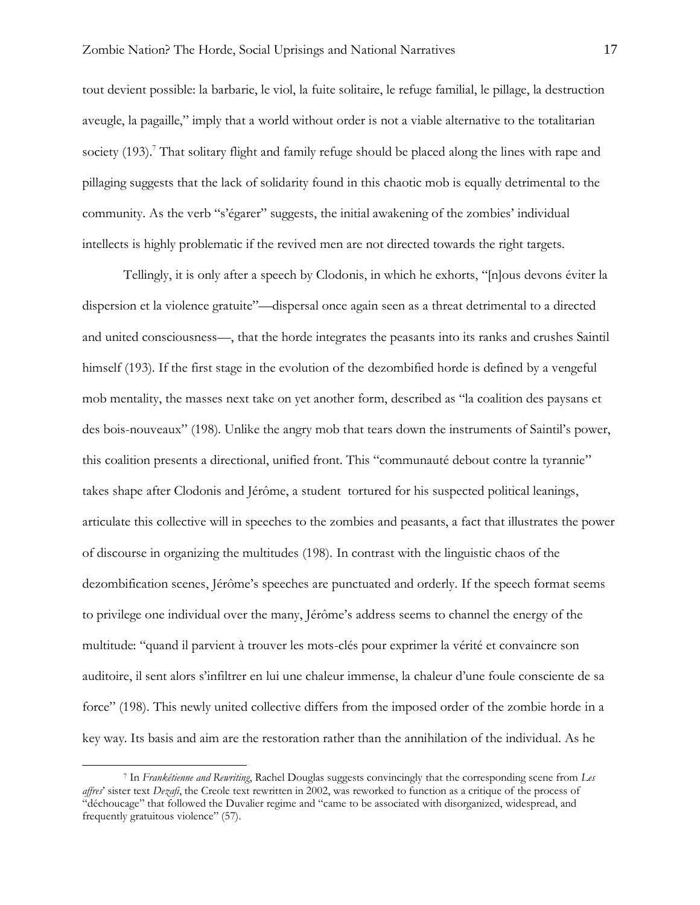tout devient possible: la barbarie, le viol, la fuite solitaire, le refuge familial, le pillage, la destruction aveugle, la pagaille," imply that a world without order is not a viable alternative to the totalitarian society (193).[7] That solitary flight and family refuge should be placed along the lines with rape and pillaging suggests that the lack of solidarity found in this chaotic mob is equally detrimental to the community. As the verb "s'égarer" suggests, the initial awakening of the zombies' individual intellects is highly problematic if the revived men are not directed towards the right targets.

Tellingly, it is only after a speech by Clodonis, in which he exhorts, "[n]ous devons éviter la dispersion et la violence gratuite"—dispersal once again seen as a threat detrimental to a directed and united consciousness—, that the horde integrates the peasants into its ranks and crushes Saintil himself (193). If the first stage in the evolution of the dezombified horde is defined by a vengeful mob mentality, the masses next take on yet another form, described as "la coalition des paysans et des bois-nouveaux" (198). Unlike the angry mob that tears down the instruments of Saintil's power, this coalition presents a directional, unified front. This "communauté debout contre la tyrannie" takes shape after Clodonis and Jérôme, a student tortured for his suspected political leanings, articulate this collective will in speeches to the zombies and peasants, a fact that illustrates the power of discourse in organizing the multitudes (198). In contrast with the linguistic chaos of the dezombification scenes, Jérôme's speeches are punctuated and orderly. If the speech format seems to privilege one individual over the many, Jérôme's address seems to channel the energy of the multitude: "quand il parvient à trouver les mots-clés pour exprimer la vérité et convaincre son auditoire, il sent alors s'infiltrer en lui une chaleur immense, la chaleur d'une foule consciente de sa force" (198). This newly united collective differs from the imposed order of the zombie horde in a key way. Its basis and aim are the restoration rather than the annihilation of the individual. As he

[7] In *Frankétienne and Rewriting*, Rachel Douglas suggests convincingly that the corresponding scene from *Les affres*' sister text *Dezafi*, the Creole text rewritten in 2002, was reworked to function as a critique of the process of "déchoucage" that followed the Duvalier regime and "came to be associated with disorganized, widespread, and frequently gratuitous violence" (57).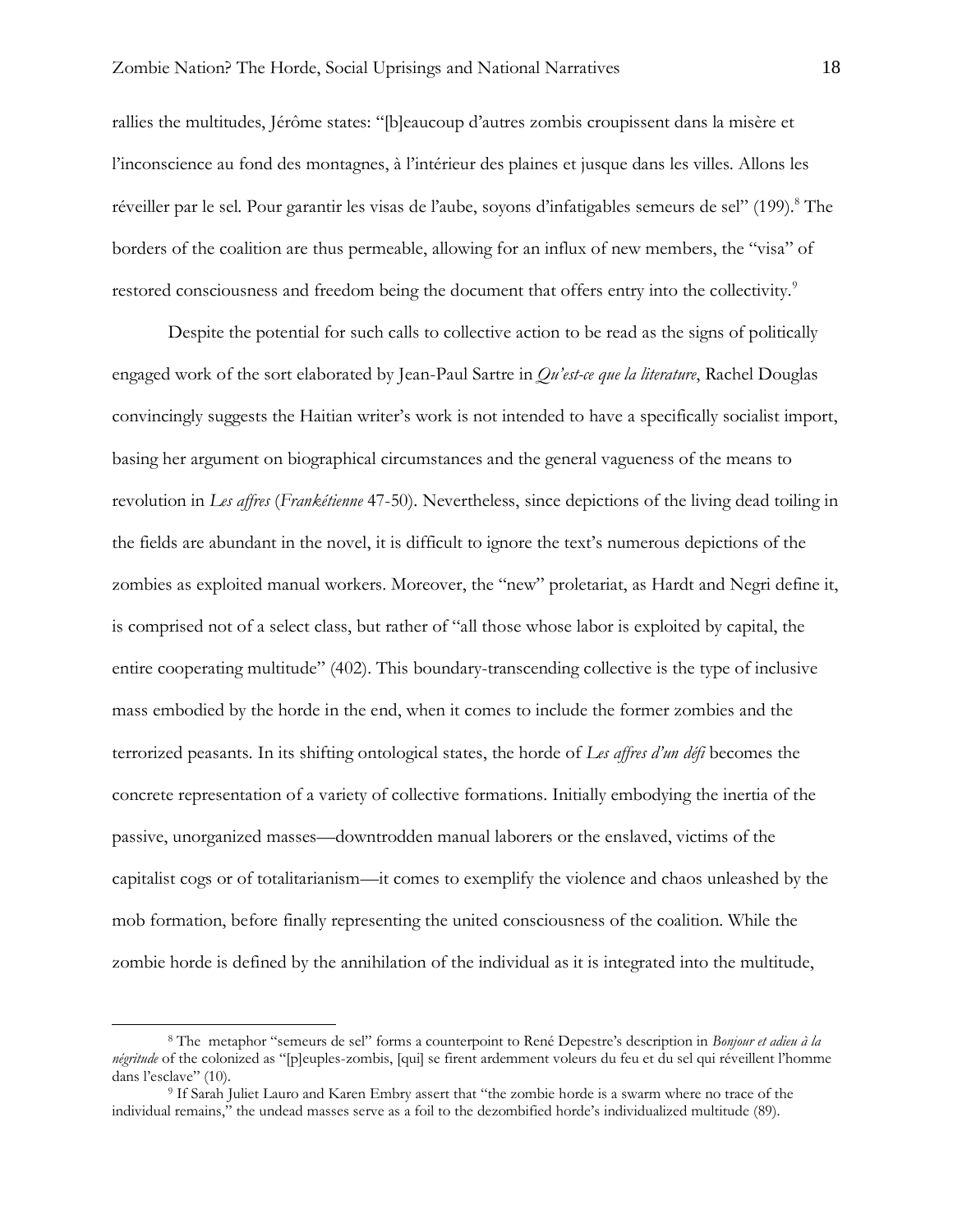rallies the multitudes, Jérôme states: "[b]eaucoup d'autres zombis croupissent dans la misère et l'inconscience au fond des montagnes, à l'intérieur des plaines et jusque dans les villes. Allons les réveiller par le sel. Pour garantir les visas de l'aube, soyons d'infatigables semeurs de sel" (199).[8] The borders of the coalition are thus permeable, allowing for an influx of new members, the "visa" of restored consciousness and freedom being the document that offers entry into the collectivity.[9]

Despite the potential for such calls to collective action to be read as the signs of politically engaged work of the sort elaborated by Jean-Paul Sartre in *Qu'est-ce que la literature*, Rachel Douglas convincingly suggests the Haitian writer's work is not intended to have a specifically socialist import, basing her argument on biographical circumstances and the general vagueness of the means to revolution in *Les affres* (*Frankétienne* 47-50). Nevertheless, since depictions of the living dead toiling in the fields are abundant in the novel, it is difficult to ignore the text's numerous depictions of the zombies as exploited manual workers. Moreover, the "new" proletariat, as Hardt and Negri define it, is comprised not of a select class, but rather of "all those whose labor is exploited by capital, the entire cooperating multitude" (402). This boundary-transcending collective is the type of inclusive mass embodied by the horde in the end, when it comes to include the former zombies and the terrorized peasants. In its shifting ontological states, the horde of *Les affres d'un défi* becomes the concrete representation of a variety of collective formations. Initially embodying the inertia of the passive, unorganized masses—downtrodden manual laborers or the enslaved, victims of the capitalist cogs or of totalitarianism—it comes to exemplify the violence and chaos unleashed by the mob formation, before finally representing the united consciousness of the coalition. While the zombie horde is defined by the annihilation of the individual as it is integrated into the multitude,

---

[8] The metaphor "semeurs de sel" forms a counterpoint to René Depestre's description in *Bonjour et adieu à la négritude* of the colonized as "[p]euples-zombis, [qui] se firent ardemment voleurs du feu et du sel qui réveillent l'homme dans l'esclave" (10).

[9] If Sarah Juliet Lauro and Karen Embry assert that "the zombie horde is a swarm where no trace of the individual remains," the undead masses serve as a foil to the dezombified horde's individualized multitude (89).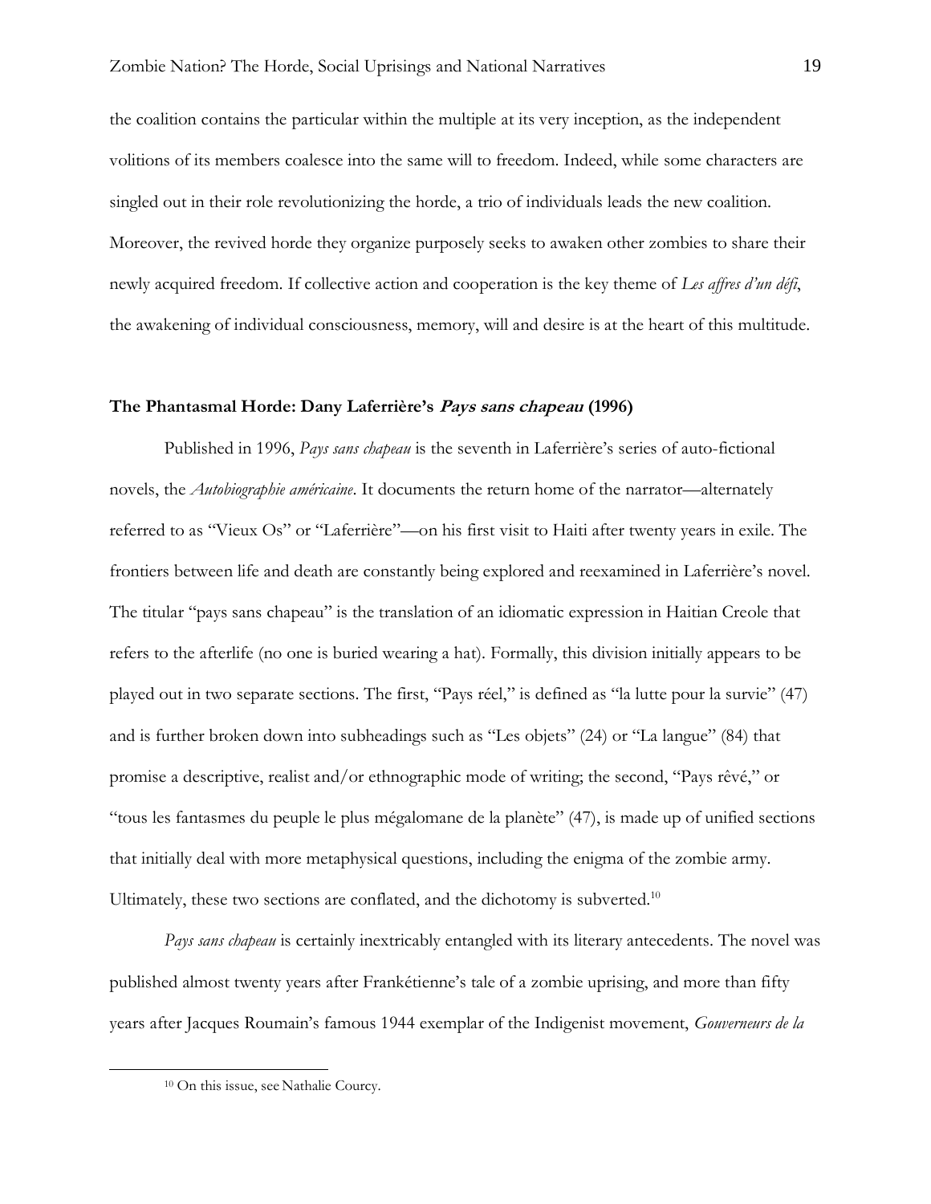the coalition contains the particular within the multiple at its very inception, as the independent volitions of its members coalesce into the same will to freedom. Indeed, while some characters are singled out in their role revolutionizing the horde, a trio of individuals leads the new coalition. Moreover, the revived horde they organize purposely seeks to awaken other zombies to share their newly acquired freedom. If collective action and cooperation is the key theme of *Les affres d'un défi*, the awakening of individual consciousness, memory, will and desire is at the heart of this multitude.

## The Phantasmal Horde: Dany Laferrière's *Pays sans chapeau* (1996)

Published in 1996, *Pays sans chapeau* is the seventh in Laferrière's series of auto-fictional novels, the *Autobiographie américaine*. It documents the return home of the narrator—alternately referred to as "Vieux Os" or "Laferrière"—on his first visit to Haiti after twenty years in exile. The frontiers between life and death are constantly being explored and reexamined in Laferrière's novel. The titular "pays sans chapeau" is the translation of an idiomatic expression in Haitian Creole that refers to the afterlife (no one is buried wearing a hat). Formally, this division initially appears to be played out in two separate sections. The first, "Pays réel," is defined as "la lutte pour la survie" (47) and is further broken down into subheadings such as "Les objets" (24) or "La langue" (84) that promise a descriptive, realist and/or ethnographic mode of writing; the second, "Pays rêvé," or "tous les fantasmes du peuple le plus mégalomane de la planète" (47), is made up of unified sections that initially deal with more metaphysical questions, including the enigma of the zombie army. Ultimately, these two sections are conflated, and the dichotomy is subverted.[10]

*Pays sans chapeau* is certainly inextricably entangled with its literary antecedents. The novel was published almost twenty years after Frankétienne's tale of a zombie uprising, and more than fifty years after Jacques Roumain's famous 1944 exemplar of the Indigenist movement, *Gouverneurs de la*

---

[10] On this issue, see Nathalie Courcy.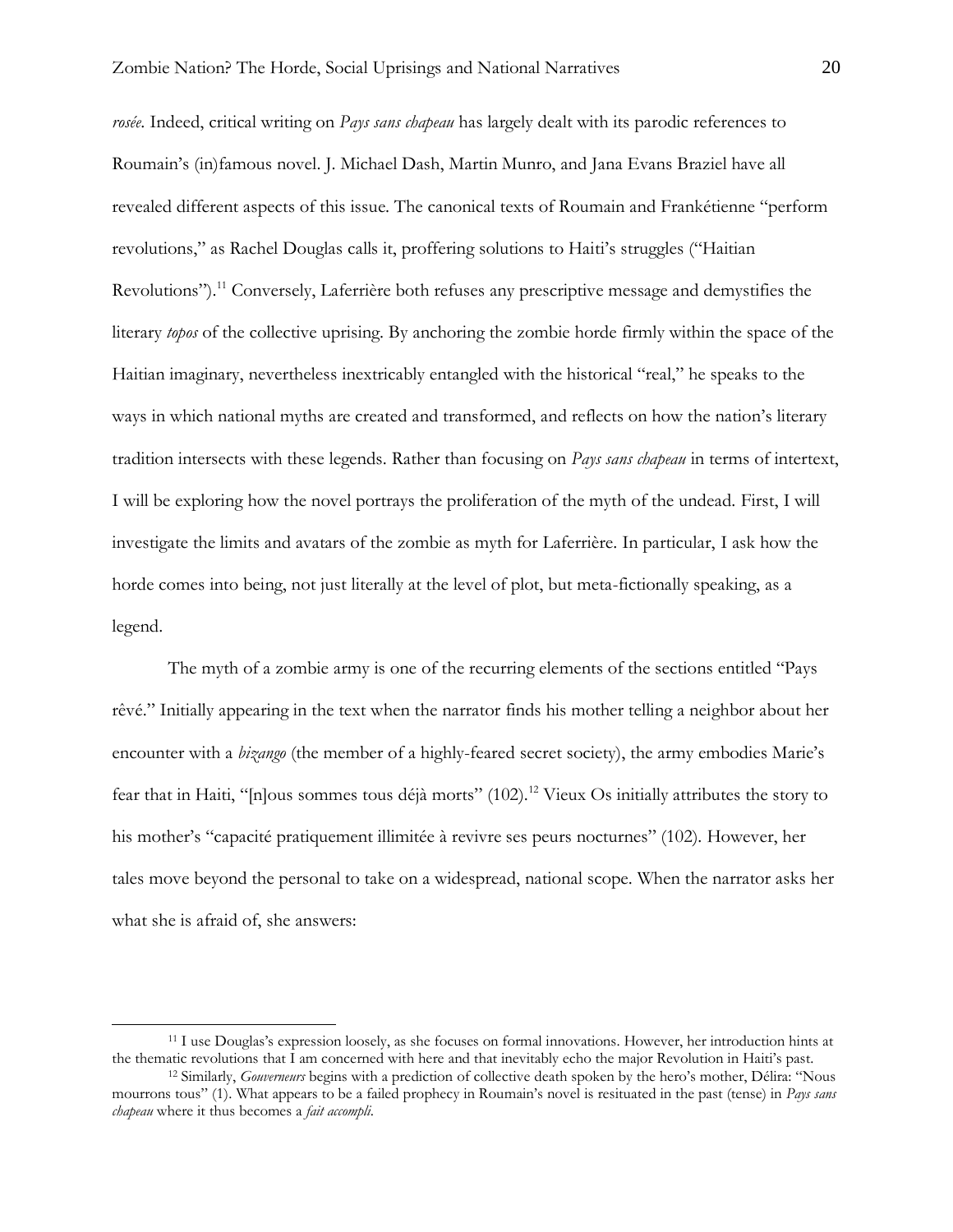*rosée*. Indeed, critical writing on *Pays sans chapeau* has largely dealt with its parodic references to Roumain's (in)famous novel. J. Michael Dash, Martin Munro, and Jana Evans Braziel have all revealed different aspects of this issue. The canonical texts of Roumain and Frankétienne "perform revolutions," as Rachel Douglas calls it, proffering solutions to Haiti's struggles ("Haitian Revolutions").[11] Conversely, Laferrière both refuses any prescriptive message and demystifies the literary *topos* of the collective uprising. By anchoring the zombie horde firmly within the space of the Haitian imaginary, nevertheless inextricably entangled with the historical "real," he speaks to the ways in which national myths are created and transformed, and reflects on how the nation's literary tradition intersects with these legends. Rather than focusing on *Pays sans chapeau* in terms of intertext, I will be exploring how the novel portrays the proliferation of the myth of the undead. First, I will investigate the limits and avatars of the zombie as myth for Laferrière. In particular, I ask how the horde comes into being, not just literally at the level of plot, but meta-fictionally speaking, as a legend.

The myth of a zombie army is one of the recurring elements of the sections entitled "Pays rêvé." Initially appearing in the text when the narrator finds his mother telling a neighbor about her encounter with a *bizango* (the member of a highly-feared secret society), the army embodies Marie's fear that in Haiti, "[n]ous sommes tous déjà morts" (102).[12] Vieux Os initially attributes the story to his mother's "capacité pratiquement illimitée à revivre ses peurs nocturnes" (102). However, her tales move beyond the personal to take on a widespread, national scope. When the narrator asks her what she is afraid of, she answers:

---

[11] I use Douglas's expression loosely, as she focuses on formal innovations. However, her introduction hints at the thematic revolutions that I am concerned with here and that inevitably echo the major Revolution in Haiti's past.

[12] Similarly, *Gouverneurs* begins with a prediction of collective death spoken by the hero's mother, Délira: "Nous mourrons tous" (1). What appears to be a failed prophecy in Roumain's novel is resituated in the past (tense) in *Pays sans chapeau* where it thus becomes a *fait accompli*.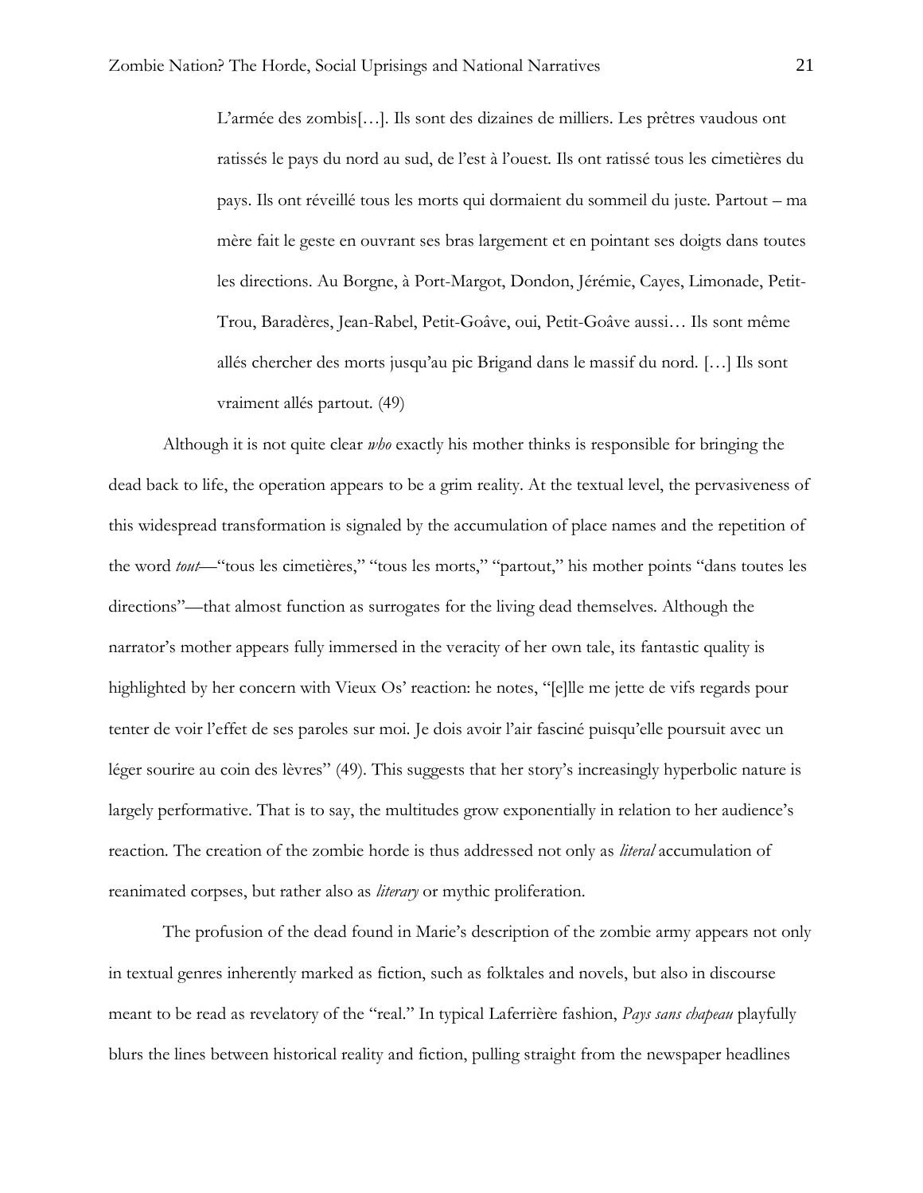> L'armée des zombis[…]. Ils sont des dizaines de milliers. Les prêtres vaudous ont ratissés le pays du nord au sud, de l'est à l'ouest. Ils ont ratissé tous les cimetières du pays. Ils ont réveillé tous les morts qui dormaient du sommeil du juste. Partout – ma mère fait le geste en ouvrant ses bras largement et en pointant ses doigts dans toutes les directions. Au Borgne, à Port-Margot, Dondon, Jérémie, Cayes, Limonade, Petit-Trou, Baradères, Jean-Rabel, Petit-Goâve, oui, Petit-Goâve aussi… Ils sont même allés chercher des morts jusqu'au pic Brigand dans le massif du nord. […] Ils sont vraiment allés partout. (49)

Although it is not quite clear *who* exactly his mother thinks is responsible for bringing the dead back to life, the operation appears to be a grim reality. At the textual level, the pervasiveness of this widespread transformation is signaled by the accumulation of place names and the repetition of the word *tout*—"tous les cimetières," "tous les morts," "partout," his mother points "dans toutes les directions"—that almost function as surrogates for the living dead themselves. Although the narrator's mother appears fully immersed in the veracity of her own tale, its fantastic quality is highlighted by her concern with Vieux Os' reaction: he notes, "[e]lle me jette de vifs regards pour tenter de voir l'effet de ses paroles sur moi. Je dois avoir l'air fasciné puisqu'elle poursuit avec un léger sourire au coin des lèvres" (49). This suggests that her story's increasingly hyperbolic nature is largely performative. That is to say, the multitudes grow exponentially in relation to her audience's reaction. The creation of the zombie horde is thus addressed not only as *literal* accumulation of reanimated corpses, but rather also as *literary* or mythic proliferation.

The profusion of the dead found in Marie's description of the zombie army appears not only in textual genres inherently marked as fiction, such as folktales and novels, but also in discourse meant to be read as revelatory of the "real." In typical Laferrière fashion, *Pays sans chapeau* playfully blurs the lines between historical reality and fiction, pulling straight from the newspaper headlines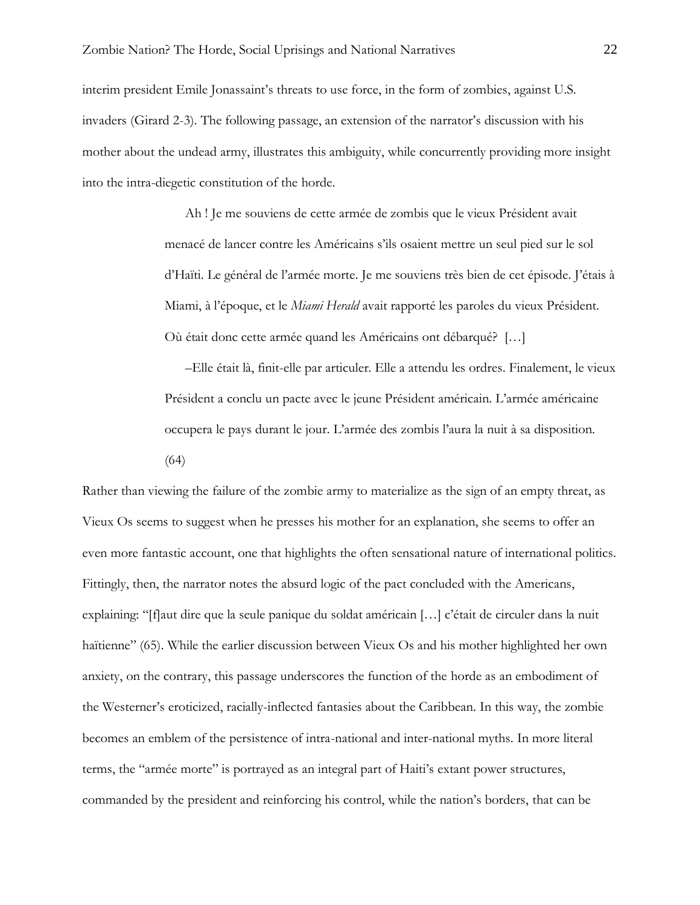interim president Emile Jonassaint's threats to use force, in the form of zombies, against U.S. invaders (Girard 2-3). The following passage, an extension of the narrator's discussion with his mother about the undead army, illustrates this ambiguity, while concurrently providing more insight into the intra-diegetic constitution of the horde.

> Ah ! Je me souviens de cette armée de zombis que le vieux Président avait menacé de lancer contre les Américains s'ils osaient mettre un seul pied sur le sol d'Haïti. Le général de l'armée morte. Je me souviens très bien de cet épisode. J'étais à Miami, à l'époque, et le *Miami Herald* avait rapporté les paroles du vieux Président. Où était donc cette armée quand les Américains ont débarqué? […]
>
> –Elle était là, finit-elle par articuler. Elle a attendu les ordres. Finalement, le vieux Président a conclu un pacte avec le jeune Président américain. L'armée américaine occupera le pays durant le jour. L'armée des zombis l'aura la nuit à sa disposition. (64)

Rather than viewing the failure of the zombie army to materialize as the sign of an empty threat, as Vieux Os seems to suggest when he presses his mother for an explanation, she seems to offer an even more fantastic account, one that highlights the often sensational nature of international politics. Fittingly, then, the narrator notes the absurd logic of the pact concluded with the Americans, explaining: "[f]aut dire que la seule panique du soldat américain […] c'était de circuler dans la nuit haïtienne" (65). While the earlier discussion between Vieux Os and his mother highlighted her own anxiety, on the contrary, this passage underscores the function of the horde as an embodiment of the Westerner's eroticized, racially-inflected fantasies about the Caribbean. In this way, the zombie becomes an emblem of the persistence of intra-national and inter-national myths. In more literal terms, the "armée morte" is portrayed as an integral part of Haiti's extant power structures, commanded by the president and reinforcing his control, while the nation's borders, that can be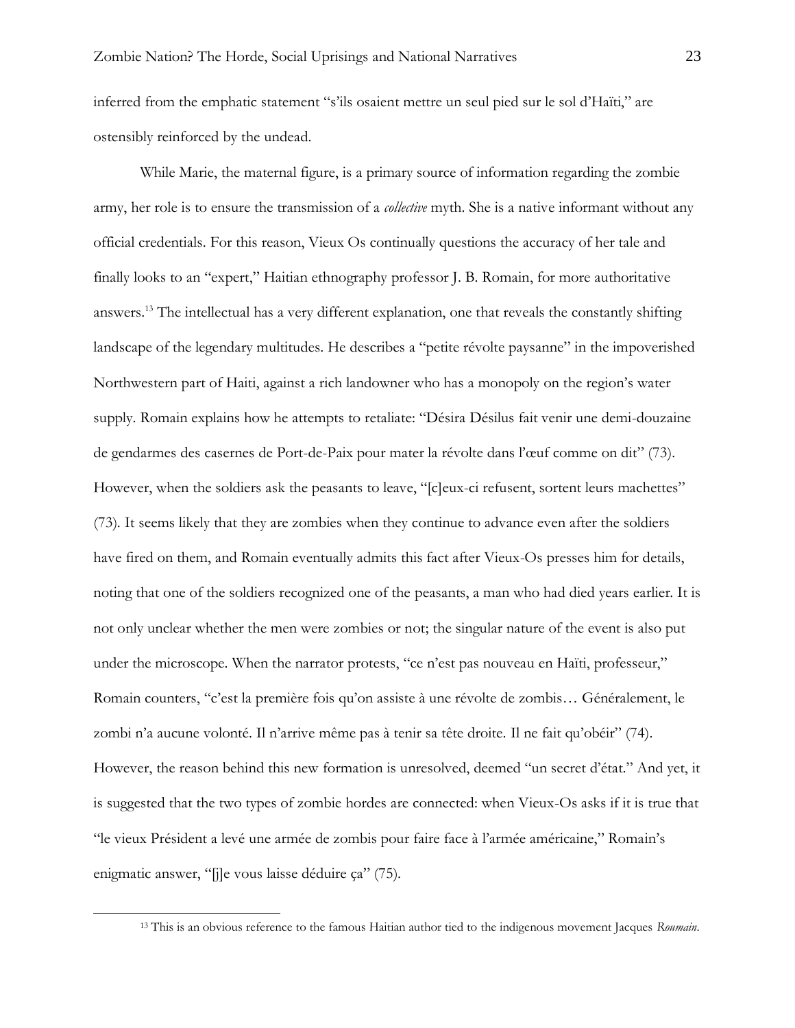inferred from the emphatic statement "s'ils osaient mettre un seul pied sur le sol d'Haïti," are ostensibly reinforced by the undead.

While Marie, the maternal figure, is a primary source of information regarding the zombie army, her role is to ensure the transmission of a *collective* myth. She is a native informant without any official credentials. For this reason, Vieux Os continually questions the accuracy of her tale and finally looks to an "expert," Haitian ethnography professor J. B. Romain, for more authoritative answers.[13] The intellectual has a very different explanation, one that reveals the constantly shifting landscape of the legendary multitudes. He describes a "petite révolte paysanne" in the impoverished Northwestern part of Haiti, against a rich landowner who has a monopoly on the region's water supply. Romain explains how he attempts to retaliate: "Désira Désilus fait venir une demi-douzaine de gendarmes des casernes de Port-de-Paix pour mater la révolte dans l'œuf comme on dit" (73). However, when the soldiers ask the peasants to leave, "[c]eux-ci refusent, sortent leurs machettes" (73). It seems likely that they are zombies when they continue to advance even after the soldiers have fired on them, and Romain eventually admits this fact after Vieux-Os presses him for details, noting that one of the soldiers recognized one of the peasants, a man who had died years earlier. It is not only unclear whether the men were zombies or not; the singular nature of the event is also put under the microscope. When the narrator protests, "ce n'est pas nouveau en Haïti, professeur," Romain counters, "c'est la première fois qu'on assiste à une révolte de zombis… Généralement, le zombi n'a aucune volonté. Il n'arrive même pas à tenir sa tête droite. Il ne fait qu'obéir" (74). However, the reason behind this new formation is unresolved, deemed "un secret d'état." And yet, it is suggested that the two types of zombie hordes are connected: when Vieux-Os asks if it is true that "le vieux Président a levé une armée de zombis pour faire face à l'armée américaine," Romain's enigmatic answer, "[j]e vous laisse déduire ça" (75).

---

[13] This is an obvious reference to the famous Haitian author tied to the indigenous movement Jacques *Roumain*.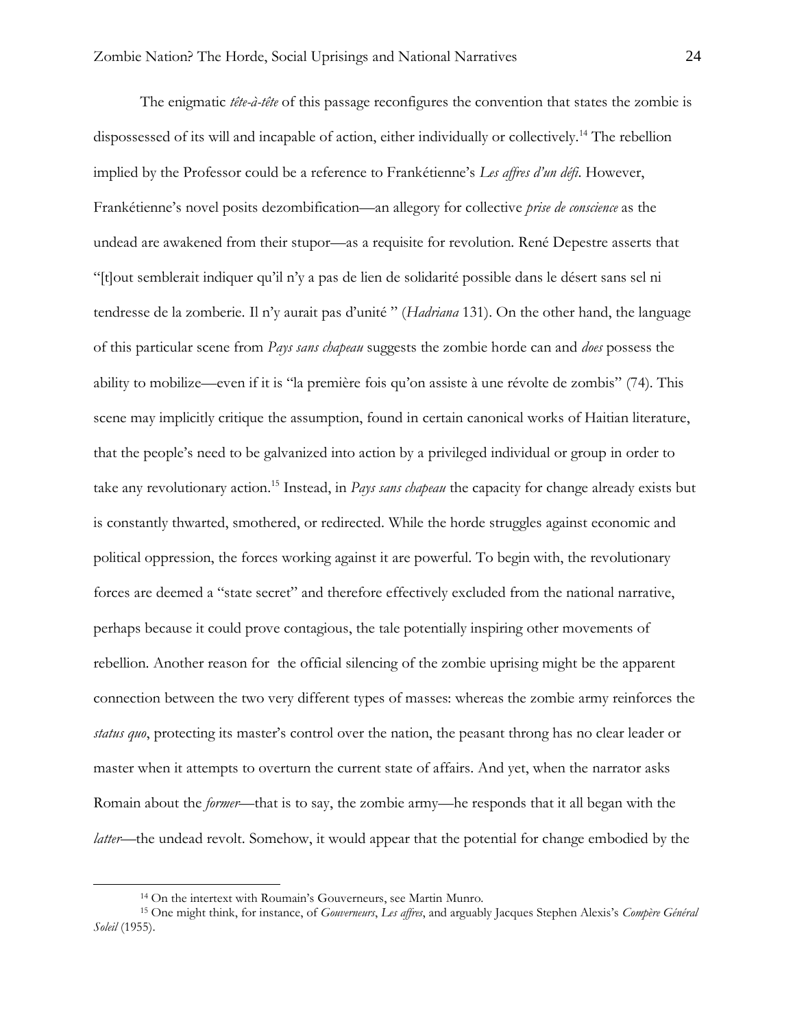The enigmatic *tête-à-tête* of this passage reconfigures the convention that states the zombie is dispossessed of its will and incapable of action, either individually or collectively.[14] The rebellion implied by the Professor could be a reference to Frankétienne's *Les affres d'un défi*. However, Frankétienne's novel posits dezombification—an allegory for collective *prise de conscience* as the undead are awakened from their stupor—as a requisite for revolution. René Depestre asserts that "[t]out semblerait indiquer qu'il n'y a pas de lien de solidarité possible dans le désert sans sel ni tendresse de la zomberie. Il n'y aurait pas d'unité " (*Hadriana* 131). On the other hand, the language of this particular scene from *Pays sans chapeau* suggests the zombie horde can and *does* possess the ability to mobilize—even if it is "la première fois qu'on assiste à une révolte de zombis" (74). This scene may implicitly critique the assumption, found in certain canonical works of Haitian literature, that the people's need to be galvanized into action by a privileged individual or group in order to take any revolutionary action.[15] Instead, in *Pays sans chapeau* the capacity for change already exists but is constantly thwarted, smothered, or redirected. While the horde struggles against economic and political oppression, the forces working against it are powerful. To begin with, the revolutionary forces are deemed a "state secret" and therefore effectively excluded from the national narrative, perhaps because it could prove contagious, the tale potentially inspiring other movements of rebellion. Another reason for the official silencing of the zombie uprising might be the apparent connection between the two very different types of masses: whereas the zombie army reinforces the *status quo*, protecting its master's control over the nation, the peasant throng has no clear leader or master when it attempts to overturn the current state of affairs. And yet, when the narrator asks Romain about the *former*—that is to say, the zombie army—he responds that it all began with the *latter*—the undead revolt. Somehow, it would appear that the potential for change embodied by the

[14] On the intertext with Roumain's Gouverneurs, see Martin Munro.

[15] One might think, for instance, of *Gouverneurs*, *Les affres*, and arguably Jacques Stephen Alexis's *Compère Général Soleil* (1955).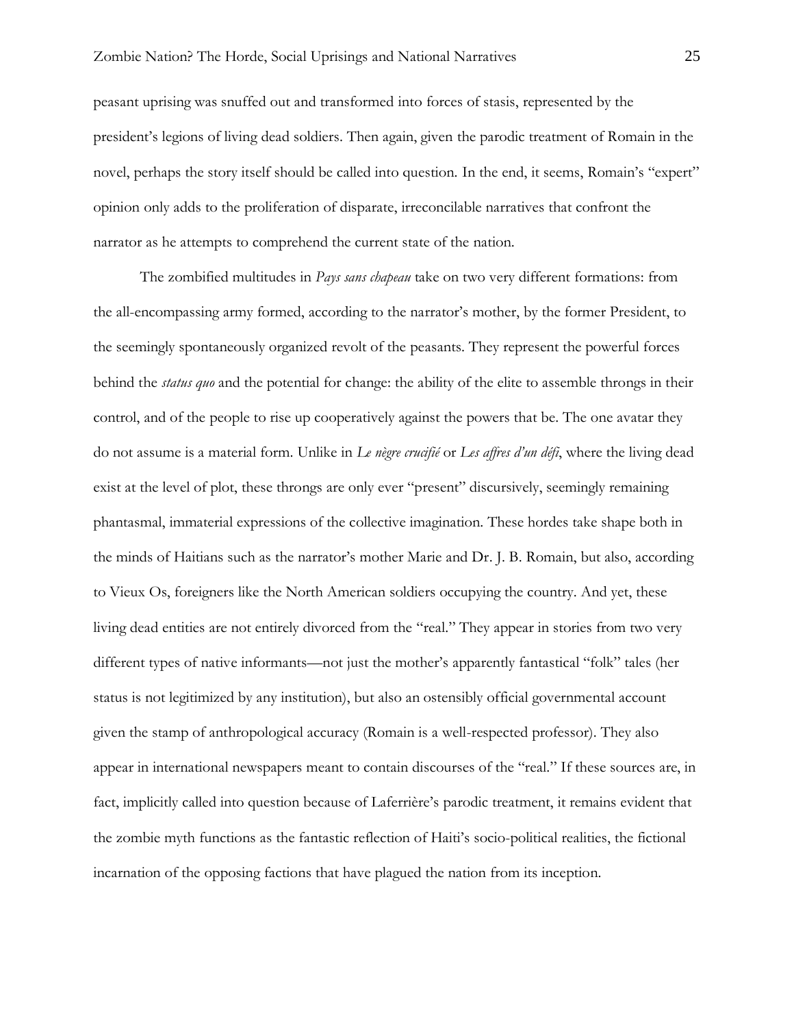peasant uprising was snuffed out and transformed into forces of stasis, represented by the president's legions of living dead soldiers. Then again, given the parodic treatment of Romain in the novel, perhaps the story itself should be called into question. In the end, it seems, Romain's "expert" opinion only adds to the proliferation of disparate, irreconcilable narratives that confront the narrator as he attempts to comprehend the current state of the nation.

The zombified multitudes in *Pays sans chapeau* take on two very different formations: from the all-encompassing army formed, according to the narrator's mother, by the former President, to the seemingly spontaneously organized revolt of the peasants. They represent the powerful forces behind the *status quo* and the potential for change: the ability of the elite to assemble throngs in their control, and of the people to rise up cooperatively against the powers that be. The one avatar they do not assume is a material form. Unlike in *Le nègre crucifié* or *Les affres d'un défi*, where the living dead exist at the level of plot, these throngs are only ever "present" discursively, seemingly remaining phantasmal, immaterial expressions of the collective imagination. These hordes take shape both in the minds of Haitians such as the narrator's mother Marie and Dr. J. B. Romain, but also, according to Vieux Os, foreigners like the North American soldiers occupying the country. And yet, these living dead entities are not entirely divorced from the "real." They appear in stories from two very different types of native informants—not just the mother's apparently fantastical "folk" tales (her status is not legitimized by any institution), but also an ostensibly official governmental account given the stamp of anthropological accuracy (Romain is a well-respected professor). They also appear in international newspapers meant to contain discourses of the "real." If these sources are, in fact, implicitly called into question because of Laferrière's parodic treatment, it remains evident that the zombie myth functions as the fantastic reflection of Haiti's socio-political realities, the fictional incarnation of the opposing factions that have plagued the nation from its inception.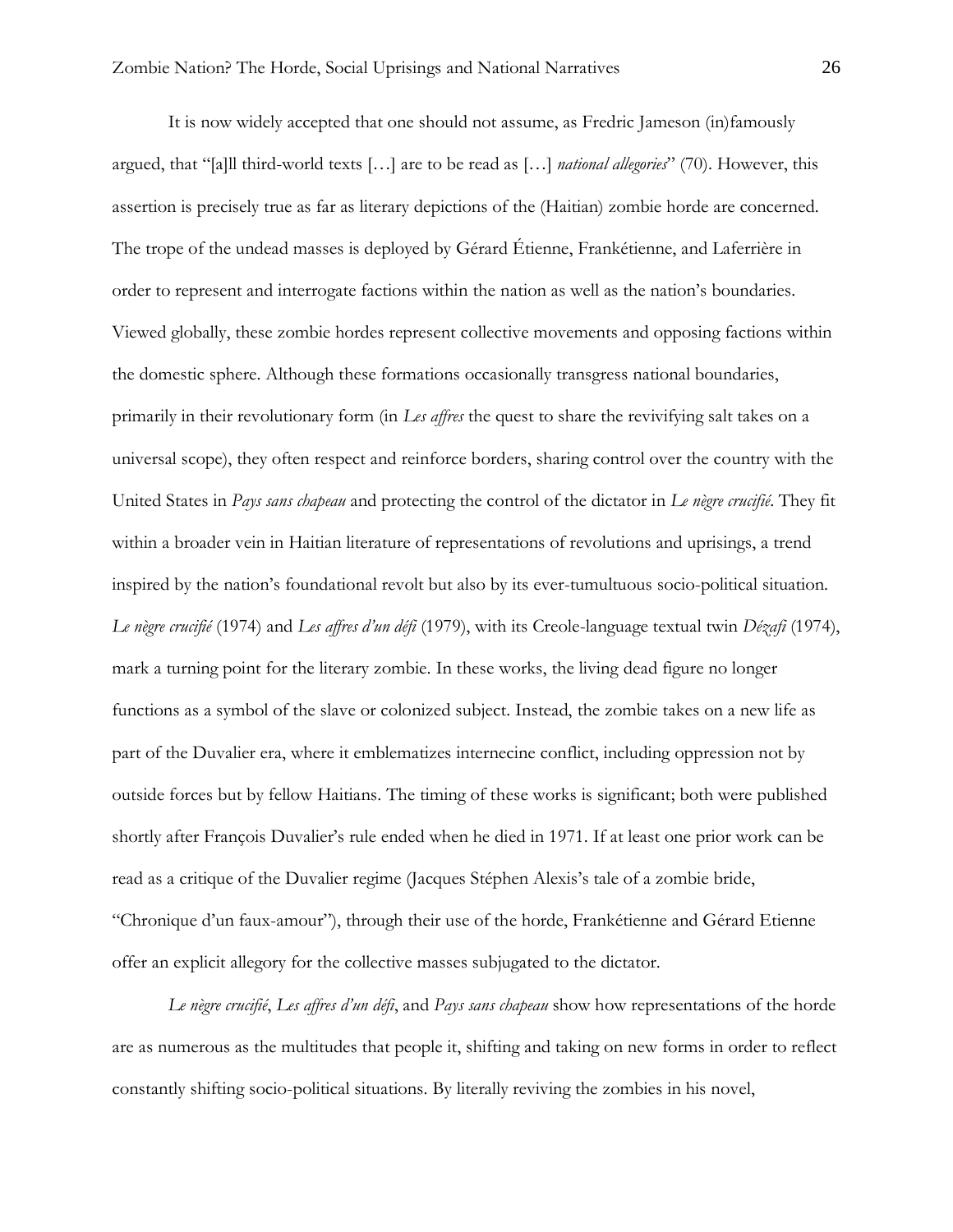It is now widely accepted that one should not assume, as Fredric Jameson (in)famously argued, that "[a]ll third-world texts […] are to be read as […] *national allegories*" (70). However, this assertion is precisely true as far as literary depictions of the (Haitian) zombie horde are concerned. The trope of the undead masses is deployed by Gérard Étienne, Frankétienne, and Laferrière in order to represent and interrogate factions within the nation as well as the nation's boundaries. Viewed globally, these zombie hordes represent collective movements and opposing factions within the domestic sphere. Although these formations occasionally transgress national boundaries, primarily in their revolutionary form (in *Les affres* the quest to share the revivifying salt takes on a universal scope), they often respect and reinforce borders, sharing control over the country with the United States in *Pays sans chapeau* and protecting the control of the dictator in *Le nègre crucifié*. They fit within a broader vein in Haitian literature of representations of revolutions and uprisings, a trend inspired by the nation's foundational revolt but also by its ever-tumultuous socio-political situation. *Le nègre crucifié* (1974) and *Les affres d'un défi* (1979), with its Creole-language textual twin *Dézafi* (1974), mark a turning point for the literary zombie. In these works, the living dead figure no longer functions as a symbol of the slave or colonized subject. Instead, the zombie takes on a new life as part of the Duvalier era, where it emblematizes internecine conflict, including oppression not by outside forces but by fellow Haitians. The timing of these works is significant; both were published shortly after François Duvalier's rule ended when he died in 1971. If at least one prior work can be read as a critique of the Duvalier regime (Jacques Stéphen Alexis's tale of a zombie bride, "Chronique d'un faux-amour"), through their use of the horde, Frankétienne and Gérard Etienne offer an explicit allegory for the collective masses subjugated to the dictator.

*Le nègre crucifié*, *Les affres d'un défi*, and *Pays sans chapeau* show how representations of the horde are as numerous as the multitudes that people it, shifting and taking on new forms in order to reflect constantly shifting socio-political situations. By literally reviving the zombies in his novel,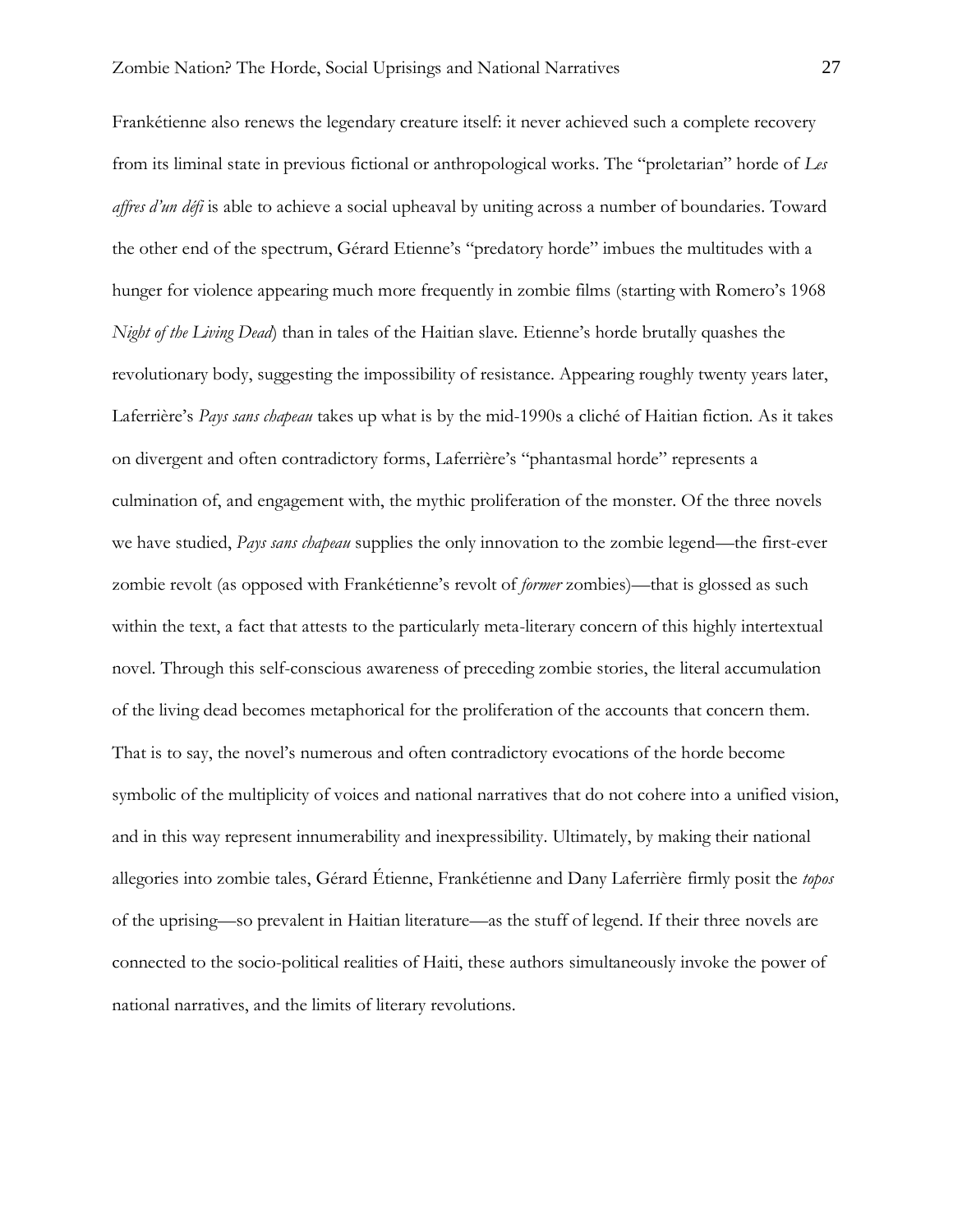Frankétienne also renews the legendary creature itself: it never achieved such a complete recovery from its liminal state in previous fictional or anthropological works. The "proletarian" horde of *Les affres d'un défi* is able to achieve a social upheaval by uniting across a number of boundaries. Toward the other end of the spectrum, Gérard Etienne's "predatory horde" imbues the multitudes with a hunger for violence appearing much more frequently in zombie films (starting with Romero's 1968 *Night of the Living Dead*) than in tales of the Haitian slave. Etienne's horde brutally quashes the revolutionary body, suggesting the impossibility of resistance. Appearing roughly twenty years later, Laferrière's *Pays sans chapeau* takes up what is by the mid-1990s a cliché of Haitian fiction. As it takes on divergent and often contradictory forms, Laferrière's "phantasmal horde" represents a culmination of, and engagement with, the mythic proliferation of the monster. Of the three novels we have studied, *Pays sans chapeau* supplies the only innovation to the zombie legend—the first-ever zombie revolt (as opposed with Frankétienne's revolt of *former* zombies)—that is glossed as such within the text, a fact that attests to the particularly meta-literary concern of this highly intertextual novel. Through this self-conscious awareness of preceding zombie stories, the literal accumulation of the living dead becomes metaphorical for the proliferation of the accounts that concern them. That is to say, the novel's numerous and often contradictory evocations of the horde become symbolic of the multiplicity of voices and national narratives that do not cohere into a unified vision, and in this way represent innumerability and inexpressibility. Ultimately, by making their national allegories into zombie tales, Gérard Étienne, Frankétienne and Dany Laferrière firmly posit the *topos* of the uprising—so prevalent in Haitian literature—as the stuff of legend. If their three novels are connected to the socio-political realities of Haiti, these authors simultaneously invoke the power of national narratives, and the limits of literary revolutions.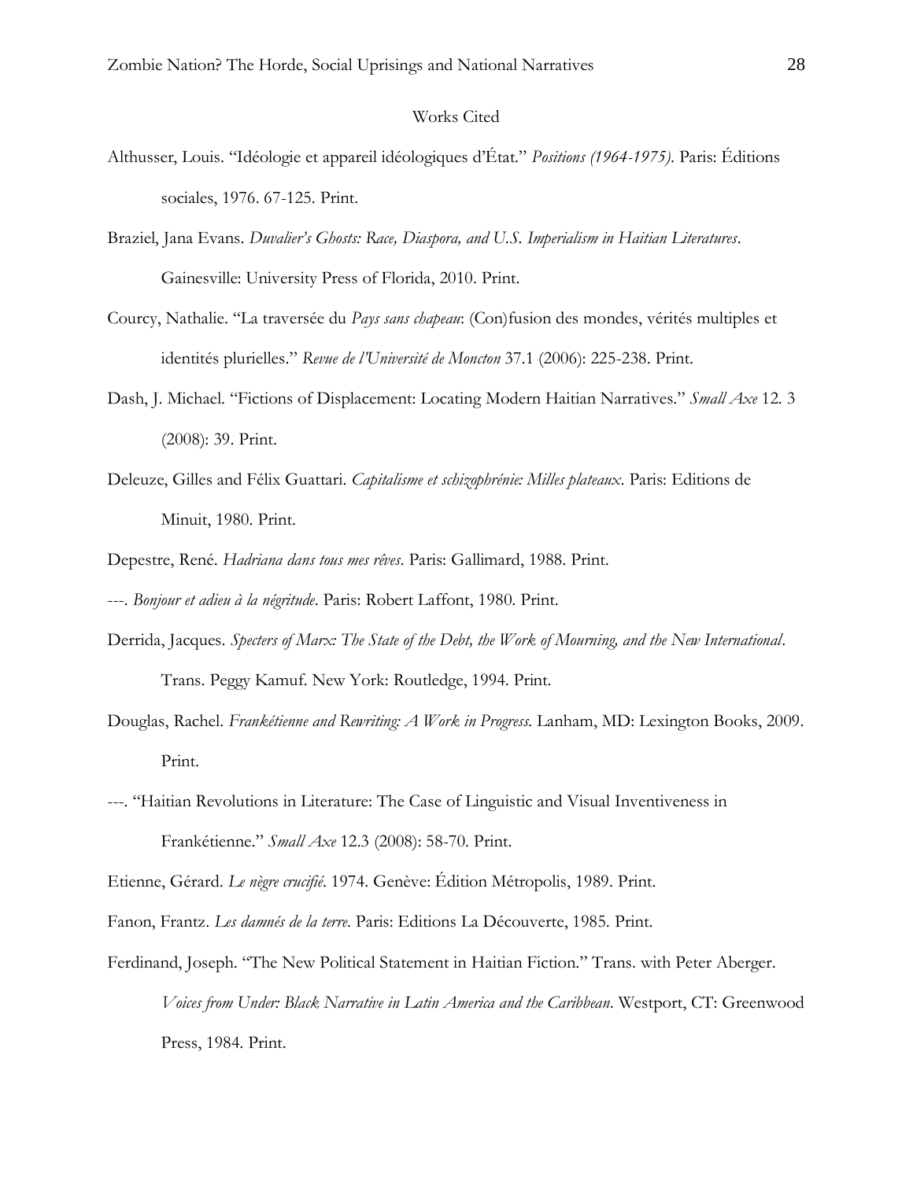# Works Cited

Althusser, Louis. "Idéologie et appareil idéologiques d'État." *Positions (1964-1975)*. Paris: Éditions sociales, 1976. 67-125. Print.

Braziel, Jana Evans. *Duvalier's Ghosts: Race, Diaspora, and U.S. Imperialism in Haitian Literatures*. Gainesville: University Press of Florida, 2010. Print.

Courcy, Nathalie. "La traversée du *Pays sans chapeau*: (Con)fusion des mondes, vérités multiples et identités plurielles." *Revue de l'Université de Moncton* 37.1 (2006): 225-238. Print.

Dash, J. Michael. "Fictions of Displacement: Locating Modern Haitian Narratives." *Small Axe* 12. 3 (2008): 39. Print.

Deleuze, Gilles and Félix Guattari. *Capitalisme et schizophrénie: Milles plateaux*. Paris: Editions de Minuit, 1980. Print.

Depestre, René. *Hadriana dans tous mes rêves*. Paris: Gallimard, 1988. Print.

---. *Bonjour et adieu à la négritude*. Paris: Robert Laffont, 1980. Print.

Derrida, Jacques. *Specters of Marx: The State of the Debt, the Work of Mourning, and the New International*. Trans. Peggy Kamuf. New York: Routledge, 1994. Print.

Douglas, Rachel. *Frankétienne and Rewriting: A Work in Progress.* Lanham, MD: Lexington Books, 2009. Print.

---. "Haitian Revolutions in Literature: The Case of Linguistic and Visual Inventiveness in Frankétienne." *Small Axe* 12.3 (2008): 58-70. Print.

Etienne, Gérard. *Le nègre crucifié*. 1974. Genève: Édition Métropolis, 1989. Print.

Fanon, Frantz. *Les damnés de la terre*. Paris: Editions La Découverte, 1985. Print.

Ferdinand, Joseph. "The New Political Statement in Haitian Fiction." Trans. with Peter Aberger. *Voices from Under: Black Narrative in Latin America and the Caribbean*. Westport, CT: Greenwood Press, 1984. Print.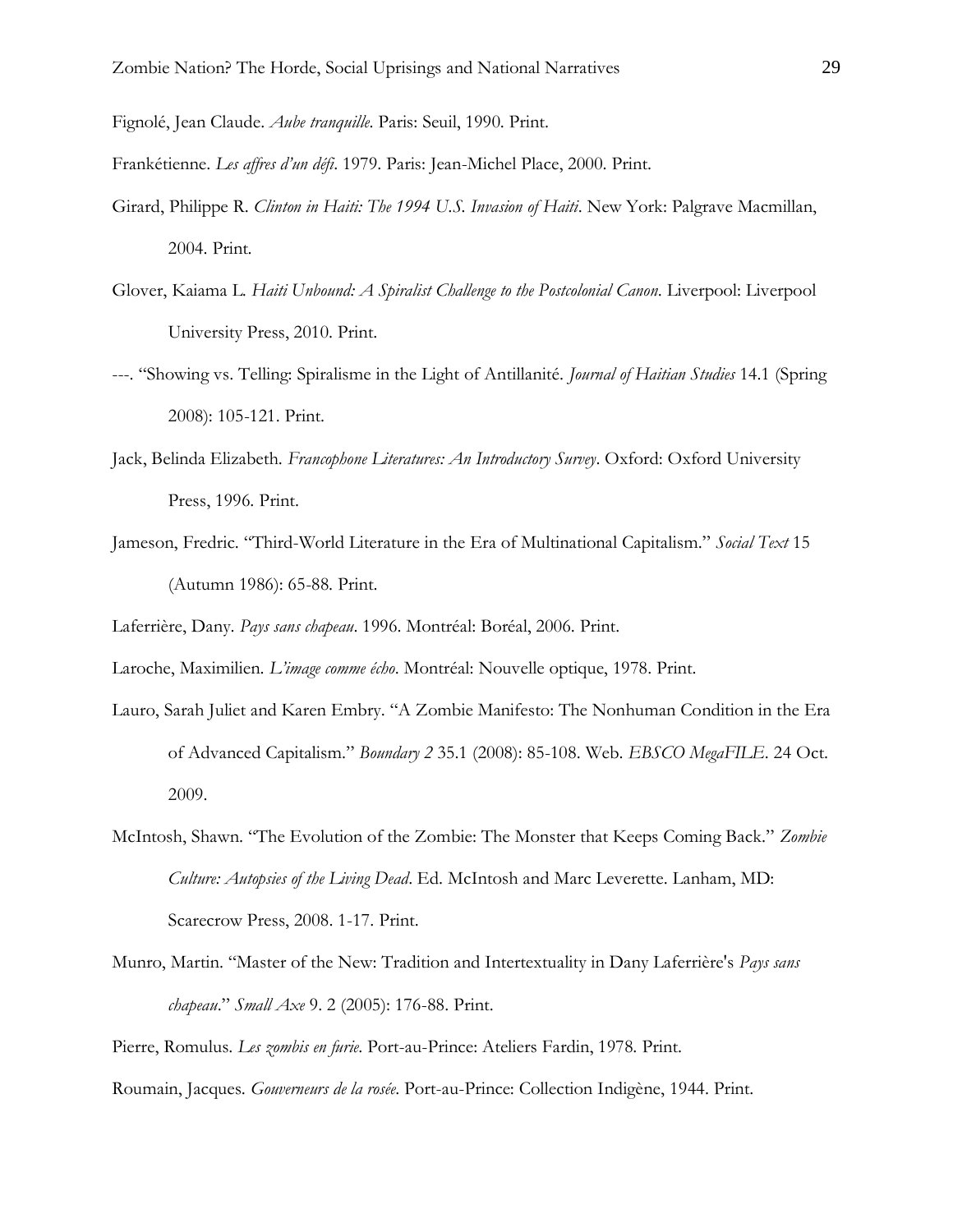Fignolé, Jean Claude. *Aube tranquille*. Paris: Seuil, 1990. Print.

Frankétienne. *Les affres d'un défi*. 1979. Paris: Jean-Michel Place, 2000. Print.

Girard, Philippe R. *Clinton in Haiti: The 1994 U.S. Invasion of Haiti*. New York: Palgrave Macmillan, 2004. Print.

Glover, Kaiama L. *Haiti Unbound: A Spiralist Challenge to the Postcolonial Canon*. Liverpool: Liverpool University Press, 2010. Print.

---. "Showing vs. Telling: Spiralisme in the Light of Antillanité. *Journal of Haitian Studies* 14.1 (Spring 2008): 105-121. Print.

Jack, Belinda Elizabeth. *Francophone Literatures: An Introductory Survey*. Oxford: Oxford University Press, 1996. Print.

Jameson, Fredric. "Third-World Literature in the Era of Multinational Capitalism." *Social Text* 15 (Autumn 1986): 65-88. Print.

Laferrière, Dany. *Pays sans chapeau*. 1996. Montréal: Boréal, 2006. Print.

Laroche, Maximilien. *L'image comme écho*. Montréal: Nouvelle optique, 1978. Print.

Lauro, Sarah Juliet and Karen Embry. "A Zombie Manifesto: The Nonhuman Condition in the Era of Advanced Capitalism." *Boundary 2* 35.1 (2008): 85-108. Web. *EBSCO MegaFILE*. 24 Oct. 2009.

McIntosh, Shawn. "The Evolution of the Zombie: The Monster that Keeps Coming Back." *Zombie Culture: Autopsies of the Living Dead*. Ed. McIntosh and Marc Leverette. Lanham, MD: Scarecrow Press, 2008. 1-17. Print.

Munro, Martin. "Master of the New: Tradition and Intertextuality in Dany Laferrière's *Pays sans chapeau*." *Small Axe* 9. 2 (2005): 176-88. Print.

Pierre, Romulus. *Les zombis en furie*. Port-au-Prince: Ateliers Fardin, 1978. Print.

Roumain, Jacques. *Gouverneurs de la rosée*. Port-au-Prince: Collection Indigène, 1944. Print.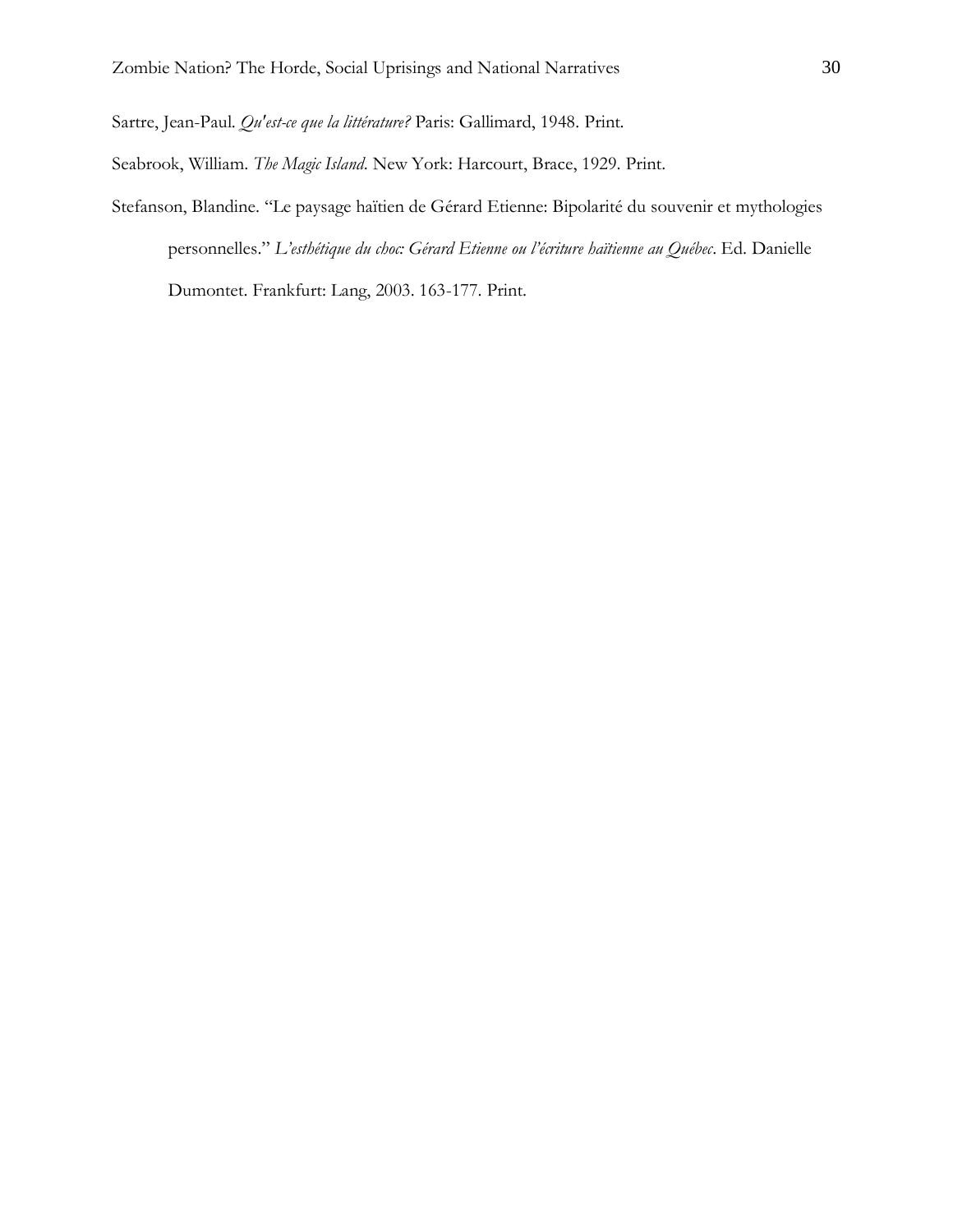Sartre, Jean-Paul. *Qu'est-ce que la littérature?* Paris: Gallimard, 1948. Print.

Seabrook, William. *The Magic Island*. New York: Harcourt, Brace, 1929. Print.

Stefanson, Blandine. "Le paysage haïtien de Gérard Etienne: Bipolarité du souvenir et mythologies personnelles." *L'esthétique du choc: Gérard Etienne ou l'écriture haïtienne au Québec*. Ed. Danielle Dumontet. Frankfurt: Lang, 2003. 163-177. Print.